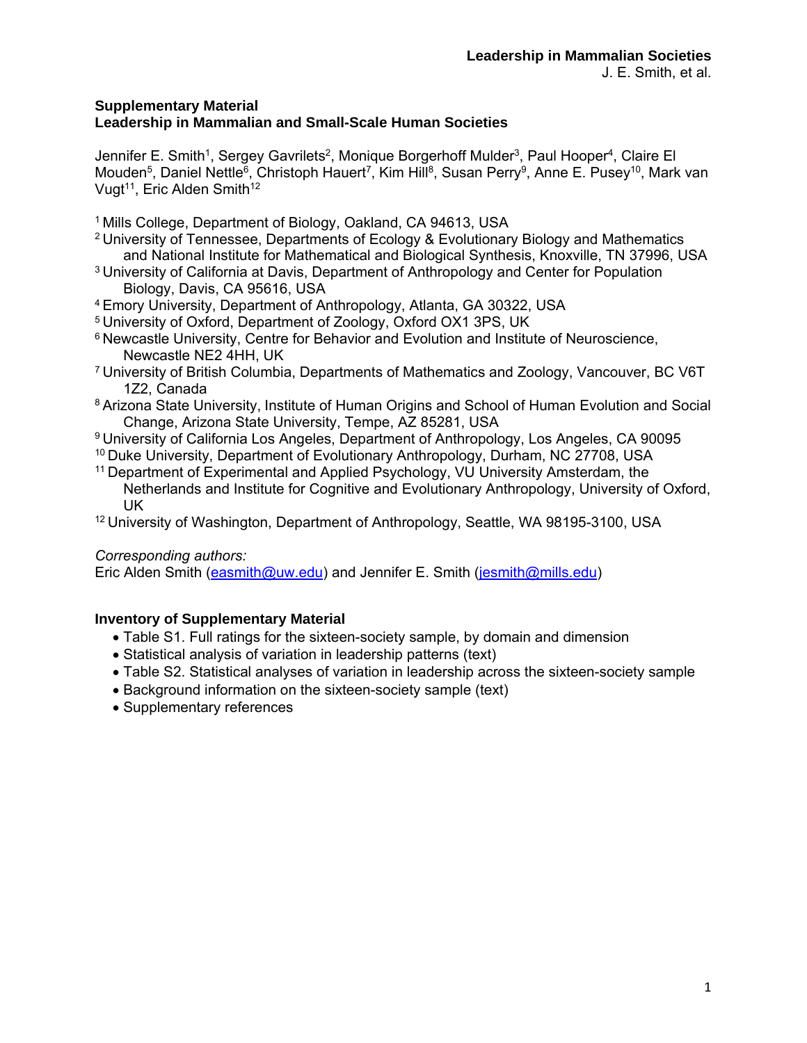**Supplementary Material**
**Leadership in Mammalian and Small-Scale Human Societies**

Jennifer E. Smith[1], Sergey Gavrilets[2], Monique Borgerhoff Mulder[3], Paul Hooper[4], Claire El Mouden[5], Daniel Nettle[6], Christoph Hauert[7], Kim Hill[8], Susan Perry[9], Anne E. Pusey[10], Mark van Vugt[11], Eric Alden Smith[12]

[1] Mills College, Department of Biology, Oakland, CA 94613, USA
[2] University of Tennessee, Departments of Ecology & Evolutionary Biology and Mathematics and National Institute for Mathematical and Biological Synthesis, Knoxville, TN 37996, USA
[3] University of California at Davis, Department of Anthropology and Center for Population Biology, Davis, CA 95616, USA
[4] Emory University, Department of Anthropology, Atlanta, GA 30322, USA
[5] University of Oxford, Department of Zoology, Oxford OX1 3PS, UK
[6] Newcastle University, Centre for Behavior and Evolution and Institute of Neuroscience, Newcastle NE2 4HH, UK
[7] University of British Columbia, Departments of Mathematics and Zoology, Vancouver, BC V6T 1Z2, Canada
[8] Arizona State University, Institute of Human Origins and School of Human Evolution and Social Change, Arizona State University, Tempe, AZ 85281, USA
[9] University of California Los Angeles, Department of Anthropology, Los Angeles, CA 90095
[10] Duke University, Department of Evolutionary Anthropology, Durham, NC 27708, USA
[11] Department of Experimental and Applied Psychology, VU University Amsterdam, the Netherlands and Institute for Cognitive and Evolutionary Anthropology, University of Oxford, UK
[12] University of Washington, Department of Anthropology, Seattle, WA 98195-3100, USA

*Corresponding authors:*
Eric Alden Smith (easmith@uw.edu) and Jennifer E. Smith (jesmith@mills.edu)

**Inventory of Supplementary Material**

- Table S1. Full ratings for the sixteen-society sample, by domain and dimension
- Statistical analysis of variation in leadership patterns (text)
- Table S2. Statistical analyses of variation in leadership across the sixteen-society sample
- Background information on the sixteen-society sample (text)
- Supplementary references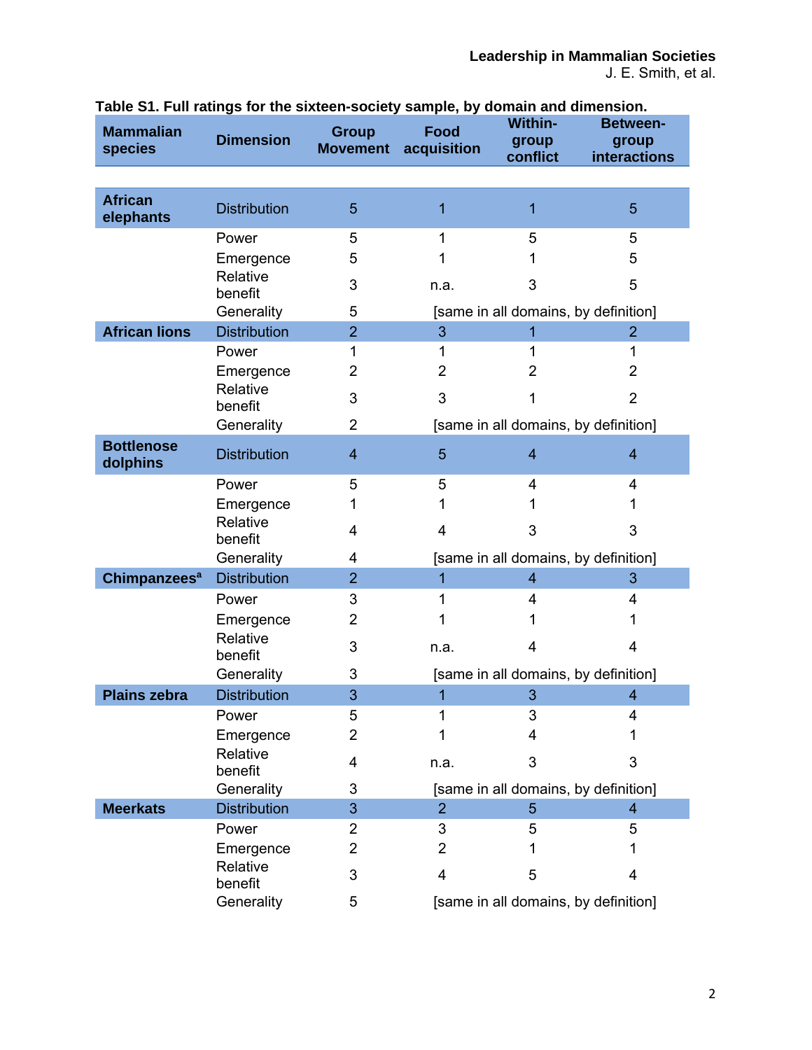**Table S1. Full ratings for the sixteen-society sample, by domain and dimension.**

| Mammalian species | Dimension | Group Movement | Food acquisition | Within-group conflict | Between-group interactions |
|---|---|---|---|---|---|
| **African elephants** | Distribution | 5 | 1 | 1 | 5 |
| | Power | 5 | 1 | 5 | 5 |
| | Emergence | 5 | 1 | 1 | 5 |
| | Relative benefit | 3 | n.a. | 3 | 5 |
| | Generality | 5 | [same in all domains, by definition] | | |
| **African lions** | Distribution | 2 | 3 | 1 | 2 |
| | Power | 1 | 1 | 1 | 1 |
| | Emergence | 2 | 2 | 2 | 2 |
| | Relative benefit | 3 | 3 | 1 | 2 |
| | Generality | 2 | [same in all domains, by definition] | | |
| **Bottlenose dolphins** | Distribution | 4 | 5 | 4 | 4 |
| | Power | 5 | 5 | 4 | 4 |
| | Emergence | 1 | 1 | 1 | 1 |
| | Relative benefit | 4 | 4 | 3 | 3 |
| | Generality | 4 | [same in all domains, by definition] | | |
| **Chimpanzees[a]** | Distribution | 2 | 1 | 4 | 3 |
| | Power | 3 | 1 | 4 | 4 |
| | Emergence | 2 | 1 | 1 | 1 |
| | Relative benefit | 3 | n.a. | 4 | 4 |
| | Generality | 3 | [same in all domains, by definition] | | |
| **Plains zebra** | Distribution | 3 | 1 | 3 | 4 |
| | Power | 5 | 1 | 3 | 4 |
| | Emergence | 2 | 1 | 4 | 1 |
| | Relative benefit | 4 | n.a. | 3 | 3 |
| | Generality | 3 | [same in all domains, by definition] | | |
| **Meerkats** | Distribution | 3 | 2 | 5 | 4 |
| | Power | 2 | 3 | 5 | 5 |
| | Emergence | 2 | 2 | 1 | 1 |
| | Relative benefit | 3 | 4 | 5 | 4 |
| | Generality | 5 | [same in all domains, by definition] | | |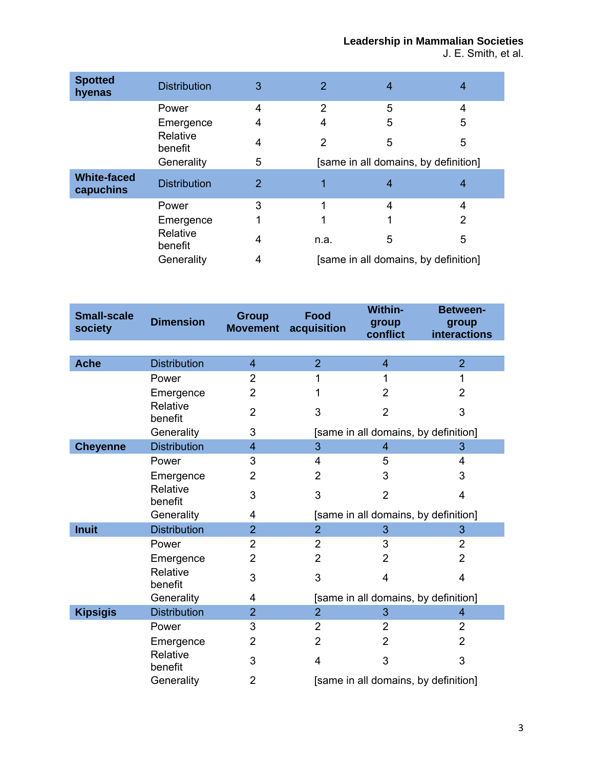| | | | | | |
|---|---|---|---|---|---|
| **Spotted hyenas** | Distribution | 3 | 2 | 4 | 4 |
| | Power | 4 | 2 | 5 | 4 |
| | Emergence | 4 | 4 | 5 | 5 |
| | Relative benefit | 4 | 2 | 5 | 5 |
| | Generality | 5 | [same in all domains, by definition] | | |
| **White-faced capuchins** | Distribution | 2 | 1 | 4 | 4 |
| | Power | 3 | 1 | 4 | 4 |
| | Emergence | 1 | 1 | 1 | 2 |
| | Relative benefit | 4 | n.a. | 5 | 5 |
| | Generality | 4 | [same in all domains, by definition] | | |

| Small-scale society | Dimension | Group Movement | Food acquisition | Within-group conflict | Between-group interactions |
|---|---|---|---|---|---|
| **Ache** | Distribution | 4 | 2 | 4 | 2 |
| | Power | 2 | 1 | 1 | 1 |
| | Emergence | 2 | 1 | 2 | 2 |
| | Relative benefit | 2 | 3 | 2 | 3 |
| | Generality | 3 | [same in all domains, by definition] | | |
| **Cheyenne** | Distribution | 4 | 3 | 4 | 3 |
| | Power | 3 | 4 | 5 | 4 |
| | Emergence | 2 | 2 | 3 | 3 |
| | Relative benefit | 3 | 3 | 2 | 4 |
| | Generality | 4 | [same in all domains, by definition] | | |
| **Inuit** | Distribution | 2 | 2 | 3 | 3 |
| | Power | 2 | 2 | 3 | 2 |
| | Emergence | 2 | 2 | 2 | 2 |
| | Relative benefit | 3 | 3 | 4 | 4 |
| | Generality | 4 | [same in all domains, by definition] | | |
| **Kipsigis** | Distribution | 2 | 2 | 3 | 4 |
| | Power | 3 | 2 | 2 | 2 |
| | Emergence | 2 | 2 | 2 | 2 |
| | Relative benefit | 3 | 4 | 3 | 3 |
| | Generality | 2 | [same in all domains, by definition] | | |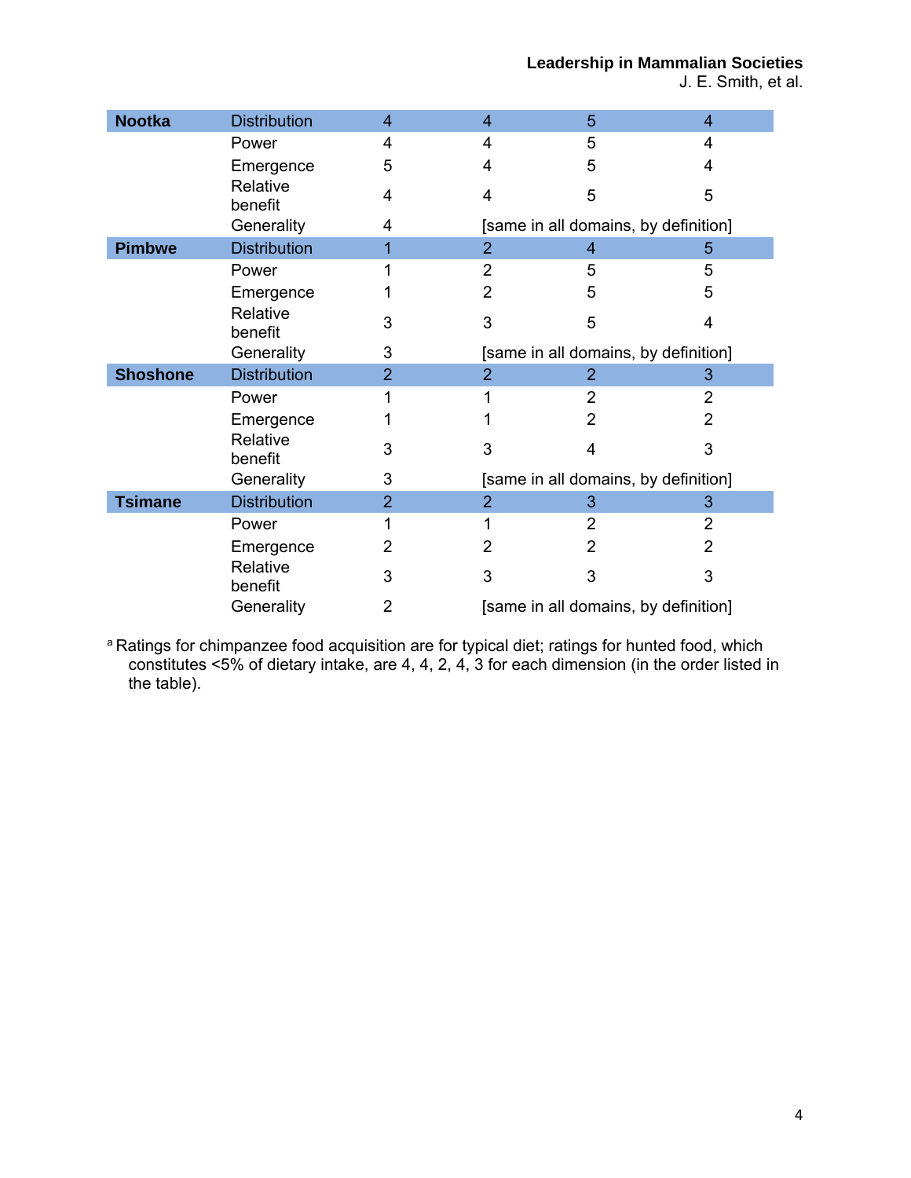| | | | | | |
|---|---|---|---|---|---|
| **Nootka** | Distribution | 4 | 4 | 5 | 4 |
| | Power | 4 | 4 | 5 | 4 |
| | Emergence | 5 | 4 | 5 | 4 |
| | Relative benefit | 4 | 4 | 5 | 5 |
| | Generality | 4 | [same in all domains, by definition] | | |
| **Pimbwe** | Distribution | 1 | 2 | 4 | 5 |
| | Power | 1 | 2 | 5 | 5 |
| | Emergence | 1 | 2 | 5 | 5 |
| | Relative benefit | 3 | 3 | 5 | 4 |
| | Generality | 3 | [same in all domains, by definition] | | |
| **Shoshone** | Distribution | 2 | 2 | 2 | 3 |
| | Power | 1 | 1 | 2 | 2 |
| | Emergence | 1 | 1 | 2 | 2 |
| | Relative benefit | 3 | 3 | 4 | 3 |
| | Generality | 3 | [same in all domains, by definition] | | |
| **Tsimane** | Distribution | 2 | 2 | 3 | 3 |
| | Power | 1 | 1 | 2 | 2 |
| | Emergence | 2 | 2 | 2 | 2 |
| | Relative benefit | 3 | 3 | 3 | 3 |
| | Generality | 2 | [same in all domains, by definition] | | |

[a] Ratings for chimpanzee food acquisition are for typical diet; ratings for hunted food, which constitutes <5% of dietary intake, are 4, 4, 2, 4, 3 for each dimension (in the order listed in the table).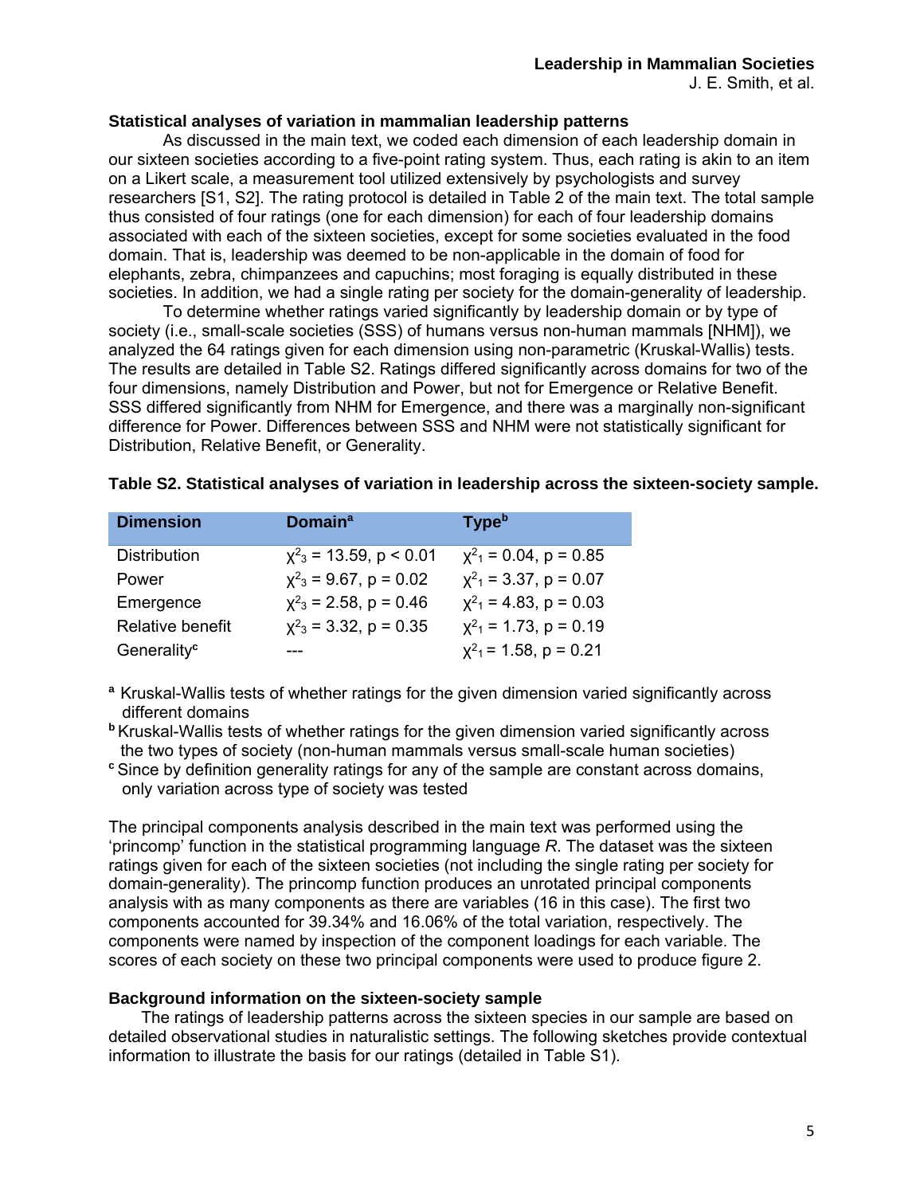### Statistical analyses of variation in mammalian leadership patterns

As discussed in the main text, we coded each dimension of each leadership domain in our sixteen societies according to a five-point rating system. Thus, each rating is akin to an item on a Likert scale, a measurement tool utilized extensively by psychologists and survey researchers [S1, S2]. The rating protocol is detailed in Table 2 of the main text. The total sample thus consisted of four ratings (one for each dimension) for each of four leadership domains associated with each of the sixteen societies, except for some societies evaluated in the food domain. That is, leadership was deemed to be non-applicable in the domain of food for elephants, zebra, chimpanzees and capuchins; most foraging is equally distributed in these societies. In addition, we had a single rating per society for the domain-generality of leadership.

To determine whether ratings varied significantly by leadership domain or by type of society (i.e., small-scale societies (SSS) of humans versus non-human mammals [NHM]), we analyzed the 64 ratings given for each dimension using non-parametric (Kruskal-Wallis) tests. The results are detailed in Table S2. Ratings differed significantly across domains for two of the four dimensions, namely Distribution and Power, but not for Emergence or Relative Benefit. SSS differed significantly from NHM for Emergence, and there was a marginally non-significant difference for Power. Differences between SSS and NHM were not statistically significant for Distribution, Relative Benefit, or Generality.

**Table S2. Statistical analyses of variation in leadership across the sixteen-society sample.**

| Dimension | Domain[a] | Type[b] |
|---|---|---|
| Distribution | $\chi^2_3 = 13.59$, $p < 0.01$ | $\chi^2_1 = 0.04$, $p = 0.85$ |
| Power | $\chi^2_3 = 9.67$, $p = 0.02$ | $\chi^2_1 = 3.37$, $p = 0.07$ |
| Emergence | $\chi^2_3 = 2.58$, $p = 0.46$ | $\chi^2_1 = 4.83$, $p = 0.03$ |
| Relative benefit | $\chi^2_3 = 3.32$, $p = 0.35$ | $\chi^2_1 = 1.73$, $p = 0.19$ |
| Generality[c] | --- | $\chi^2_1 = 1.58$, $p = 0.21$ |

[a] Kruskal-Wallis tests of whether ratings for the given dimension varied significantly across different domains

[b] Kruskal-Wallis tests of whether ratings for the given dimension varied significantly across the two types of society (non-human mammals versus small-scale human societies)

[c] Since by definition generality ratings for any of the sample are constant across domains, only variation across type of society was tested

The principal components analysis described in the main text was performed using the 'princomp' function in the statistical programming language *R*. The dataset was the sixteen ratings given for each of the sixteen societies (not including the single rating per society for domain-generality). The princomp function produces an unrotated principal components analysis with as many components as there are variables (16 in this case). The first two components accounted for 39.34% and 16.06% of the total variation, respectively. The components were named by inspection of the component loadings for each variable. The scores of each society on these two principal components were used to produce figure 2.

### Background information on the sixteen-society sample

The ratings of leadership patterns across the sixteen species in our sample are based on detailed observational studies in naturalistic settings. The following sketches provide contextual information to illustrate the basis for our ratings (detailed in Table S1).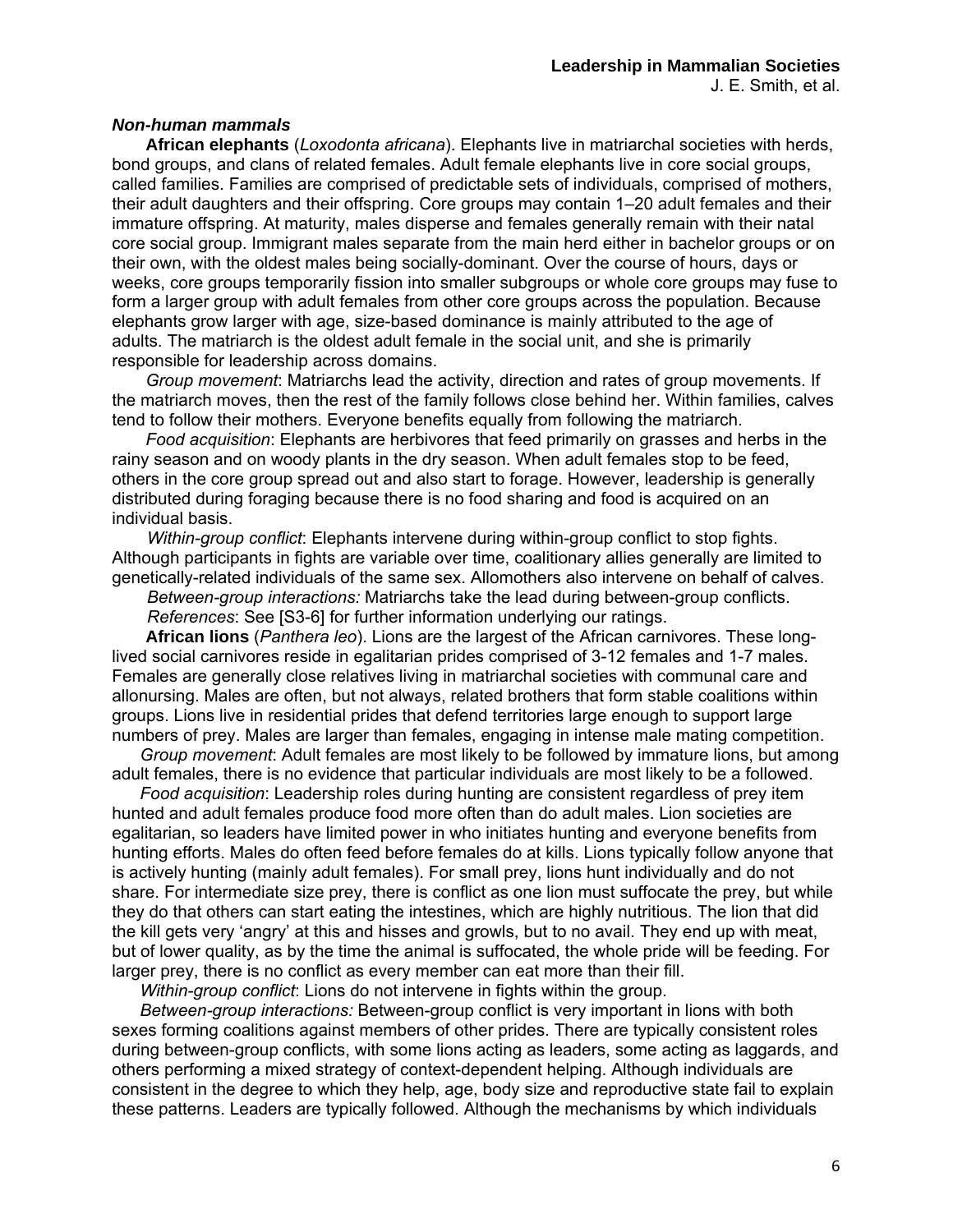***Non-human mammals***

**African elephants** (*Loxodonta africana*). Elephants live in matriarchal societies with herds, bond groups, and clans of related females. Adult female elephants live in core social groups, called families. Families are comprised of predictable sets of individuals, comprised of mothers, their adult daughters and their offspring. Core groups may contain 1–20 adult females and their immature offspring. At maturity, males disperse and females generally remain with their natal core social group. Immigrant males separate from the main herd either in bachelor groups or on their own, with the oldest males being socially-dominant. Over the course of hours, days or weeks, core groups temporarily fission into smaller subgroups or whole core groups may fuse to form a larger group with adult females from other core groups across the population. Because elephants grow larger with age, size-based dominance is mainly attributed to the age of adults. The matriarch is the oldest adult female in the social unit, and she is primarily responsible for leadership across domains.

*Group movement*: Matriarchs lead the activity, direction and rates of group movements. If the matriarch moves, then the rest of the family follows close behind her. Within families, calves tend to follow their mothers. Everyone benefits equally from following the matriarch.

*Food acquisition*: Elephants are herbivores that feed primarily on grasses and herbs in the rainy season and on woody plants in the dry season. When adult females stop to be feed, others in the core group spread out and also start to forage. However, leadership is generally distributed during foraging because there is no food sharing and food is acquired on an individual basis.

*Within-group conflict*: Elephants intervene during within-group conflict to stop fights. Although participants in fights are variable over time, coalitionary allies generally are limited to genetically-related individuals of the same sex. Allomothers also intervene on behalf of calves.

*Between-group interactions:* Matriarchs take the lead during between-group conflicts.

*References*: See [S3-6] for further information underlying our ratings.

**African lions** (*Panthera leo*). Lions are the largest of the African carnivores. These long-lived social carnivores reside in egalitarian prides comprised of 3-12 females and 1-7 males. Females are generally close relatives living in matriarchal societies with communal care and allonursing. Males are often, but not always, related brothers that form stable coalitions within groups. Lions live in residential prides that defend territories large enough to support large numbers of prey. Males are larger than females, engaging in intense male mating competition.

*Group movement*: Adult females are most likely to be followed by immature lions, but among adult females, there is no evidence that particular individuals are most likely to be a followed.

*Food acquisition*: Leadership roles during hunting are consistent regardless of prey item hunted and adult females produce food more often than do adult males. Lion societies are egalitarian, so leaders have limited power in who initiates hunting and everyone benefits from hunting efforts. Males do often feed before females do at kills. Lions typically follow anyone that is actively hunting (mainly adult females). For small prey, lions hunt individually and do not share. For intermediate size prey, there is conflict as one lion must suffocate the prey, but while they do that others can start eating the intestines, which are highly nutritious. The lion that did the kill gets very 'angry' at this and hisses and growls, but to no avail. They end up with meat, but of lower quality, as by the time the animal is suffocated, the whole pride will be feeding. For larger prey, there is no conflict as every member can eat more than their fill.

*Within-group conflict*: Lions do not intervene in fights within the group.

*Between-group interactions:* Between-group conflict is very important in lions with both sexes forming coalitions against members of other prides. There are typically consistent roles during between-group conflicts, with some lions acting as leaders, some acting as laggards, and others performing a mixed strategy of context-dependent helping. Although individuals are consistent in the degree to which they help, age, body size and reproductive state fail to explain these patterns. Leaders are typically followed. Although the mechanisms by which individuals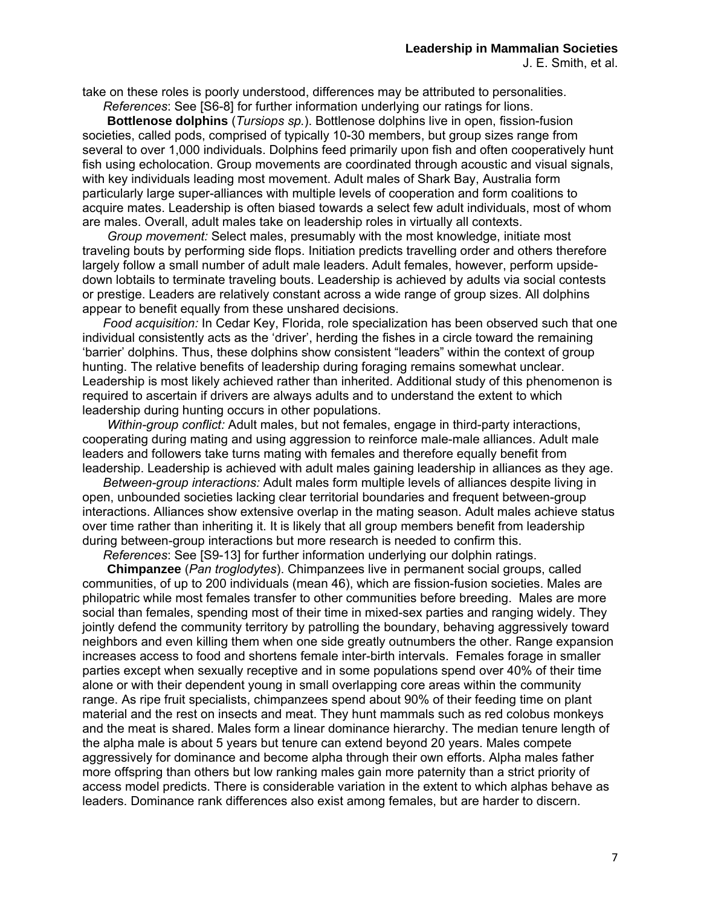take on these roles is poorly understood, differences may be attributed to personalities.

*References*: See [S6-8] for further information underlying our ratings for lions.

**Bottlenose dolphins** (*Tursiops sp.*). Bottlenose dolphins live in open, fission-fusion societies, called pods, comprised of typically 10-30 members, but group sizes range from several to over 1,000 individuals. Dolphins feed primarily upon fish and often cooperatively hunt fish using echolocation. Group movements are coordinated through acoustic and visual signals, with key individuals leading most movement. Adult males of Shark Bay, Australia form particularly large super-alliances with multiple levels of cooperation and form coalitions to acquire mates. Leadership is often biased towards a select few adult individuals, most of whom are males. Overall, adult males take on leadership roles in virtually all contexts.

*Group movement:* Select males, presumably with the most knowledge, initiate most traveling bouts by performing side flops. Initiation predicts travelling order and others therefore largely follow a small number of adult male leaders. Adult females, however, perform upside-down lobtails to terminate traveling bouts. Leadership is achieved by adults via social contests or prestige. Leaders are relatively constant across a wide range of group sizes. All dolphins appear to benefit equally from these unshared decisions.

*Food acquisition:* In Cedar Key, Florida, role specialization has been observed such that one individual consistently acts as the 'driver', herding the fishes in a circle toward the remaining 'barrier' dolphins. Thus, these dolphins show consistent "leaders" within the context of group hunting. The relative benefits of leadership during foraging remains somewhat unclear. Leadership is most likely achieved rather than inherited. Additional study of this phenomenon is required to ascertain if drivers are always adults and to understand the extent to which leadership during hunting occurs in other populations.

*Within-group conflict:* Adult males, but not females, engage in third-party interactions, cooperating during mating and using aggression to reinforce male-male alliances. Adult male leaders and followers take turns mating with females and therefore equally benefit from leadership. Leadership is achieved with adult males gaining leadership in alliances as they age.

*Between-group interactions:* Adult males form multiple levels of alliances despite living in open, unbounded societies lacking clear territorial boundaries and frequent between-group interactions. Alliances show extensive overlap in the mating season. Adult males achieve status over time rather than inheriting it. It is likely that all group members benefit from leadership during between-group interactions but more research is needed to confirm this.

*References*: See [S9-13] for further information underlying our dolphin ratings.

**Chimpanzee** (*Pan troglodytes*). Chimpanzees live in permanent social groups, called communities, of up to 200 individuals (mean 46), which are fission-fusion societies. Males are philopatric while most females transfer to other communities before breeding. Males are more social than females, spending most of their time in mixed-sex parties and ranging widely. They jointly defend the community territory by patrolling the boundary, behaving aggressively toward neighbors and even killing them when one side greatly outnumbers the other. Range expansion increases access to food and shortens female inter-birth intervals. Females forage in smaller parties except when sexually receptive and in some populations spend over 40% of their time alone or with their dependent young in small overlapping core areas within the community range. As ripe fruit specialists, chimpanzees spend about 90% of their feeding time on plant material and the rest on insects and meat. They hunt mammals such as red colobus monkeys and the meat is shared. Males form a linear dominance hierarchy. The median tenure length of the alpha male is about 5 years but tenure can extend beyond 20 years. Males compete aggressively for dominance and become alpha through their own efforts. Alpha males father more offspring than others but low ranking males gain more paternity than a strict priority of access model predicts. There is considerable variation in the extent to which alphas behave as leaders. Dominance rank differences also exist among females, but are harder to discern.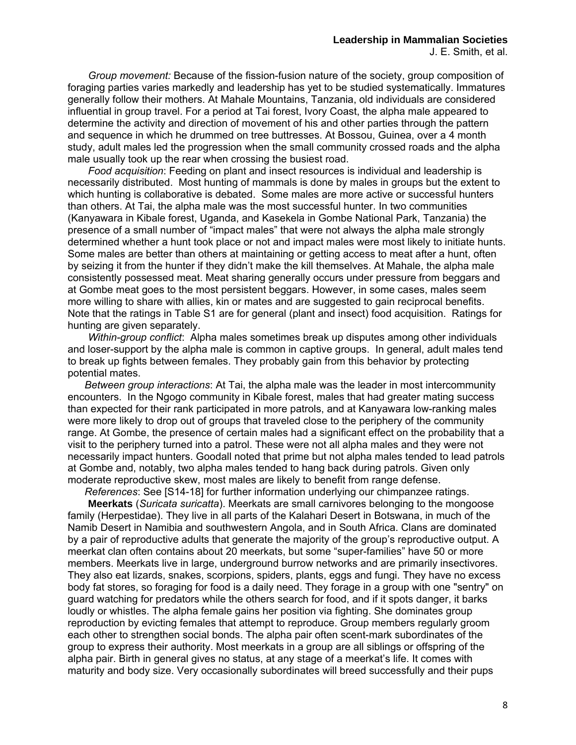*Group movement:* Because of the fission-fusion nature of the society, group composition of foraging parties varies markedly and leadership has yet to be studied systematically. Immatures generally follow their mothers. At Mahale Mountains, Tanzania, old individuals are considered influential in group travel. For a period at Tai forest, Ivory Coast, the alpha male appeared to determine the activity and direction of movement of his and other parties through the pattern and sequence in which he drummed on tree buttresses. At Bossou, Guinea, over a 4 month study, adult males led the progression when the small community crossed roads and the alpha male usually took up the rear when crossing the busiest road.

*Food acquisition*: Feeding on plant and insect resources is individual and leadership is necessarily distributed. Most hunting of mammals is done by males in groups but the extent to which hunting is collaborative is debated. Some males are more active or successful hunters than others. At Tai, the alpha male was the most successful hunter. In two communities (Kanyawara in Kibale forest, Uganda, and Kasekela in Gombe National Park, Tanzania) the presence of a small number of "impact males" that were not always the alpha male strongly determined whether a hunt took place or not and impact males were most likely to initiate hunts. Some males are better than others at maintaining or getting access to meat after a hunt, often by seizing it from the hunter if they didn't make the kill themselves. At Mahale, the alpha male consistently possessed meat. Meat sharing generally occurs under pressure from beggars and at Gombe meat goes to the most persistent beggars. However, in some cases, males seem more willing to share with allies, kin or mates and are suggested to gain reciprocal benefits. Note that the ratings in Table S1 are for general (plant and insect) food acquisition. Ratings for hunting are given separately.

*Within-group conflict*: Alpha males sometimes break up disputes among other individuals and loser-support by the alpha male is common in captive groups. In general, adult males tend to break up fights between females. They probably gain from this behavior by protecting potential mates.

*Between group interactions*: At Tai, the alpha male was the leader in most intercommunity encounters. In the Ngogo community in Kibale forest, males that had greater mating success than expected for their rank participated in more patrols, and at Kanyawara low-ranking males were more likely to drop out of groups that traveled close to the periphery of the community range. At Gombe, the presence of certain males had a significant effect on the probability that a visit to the periphery turned into a patrol. These were not all alpha males and they were not necessarily impact hunters. Goodall noted that prime but not alpha males tended to lead patrols at Gombe and, notably, two alpha males tended to hang back during patrols. Given only moderate reproductive skew, most males are likely to benefit from range defense.

*References*: See [S14-18] for further information underlying our chimpanzee ratings.

**Meerkats** (*Suricata suricatta*). Meerkats are small carnivores belonging to the mongoose family (Herpestidae). They live in all parts of the Kalahari Desert in Botswana, in much of the Namib Desert in Namibia and southwestern Angola, and in South Africa. Clans are dominated by a pair of reproductive adults that generate the majority of the group's reproductive output. A meerkat clan often contains about 20 meerkats, but some "super-families" have 50 or more members. Meerkats live in large, underground burrow networks and are primarily insectivores. They also eat lizards, snakes, scorpions, spiders, plants, eggs and fungi. They have no excess body fat stores, so foraging for food is a daily need. They forage in a group with one "sentry" on guard watching for predators while the others search for food, and if it spots danger, it barks loudly or whistles. The alpha female gains her position via fighting. She dominates group reproduction by evicting females that attempt to reproduce. Group members regularly groom each other to strengthen social bonds. The alpha pair often scent-mark subordinates of the group to express their authority. Most meerkats in a group are all siblings or offspring of the alpha pair. Birth in general gives no status, at any stage of a meerkat's life. It comes with maturity and body size. Very occasionally subordinates will breed successfully and their pups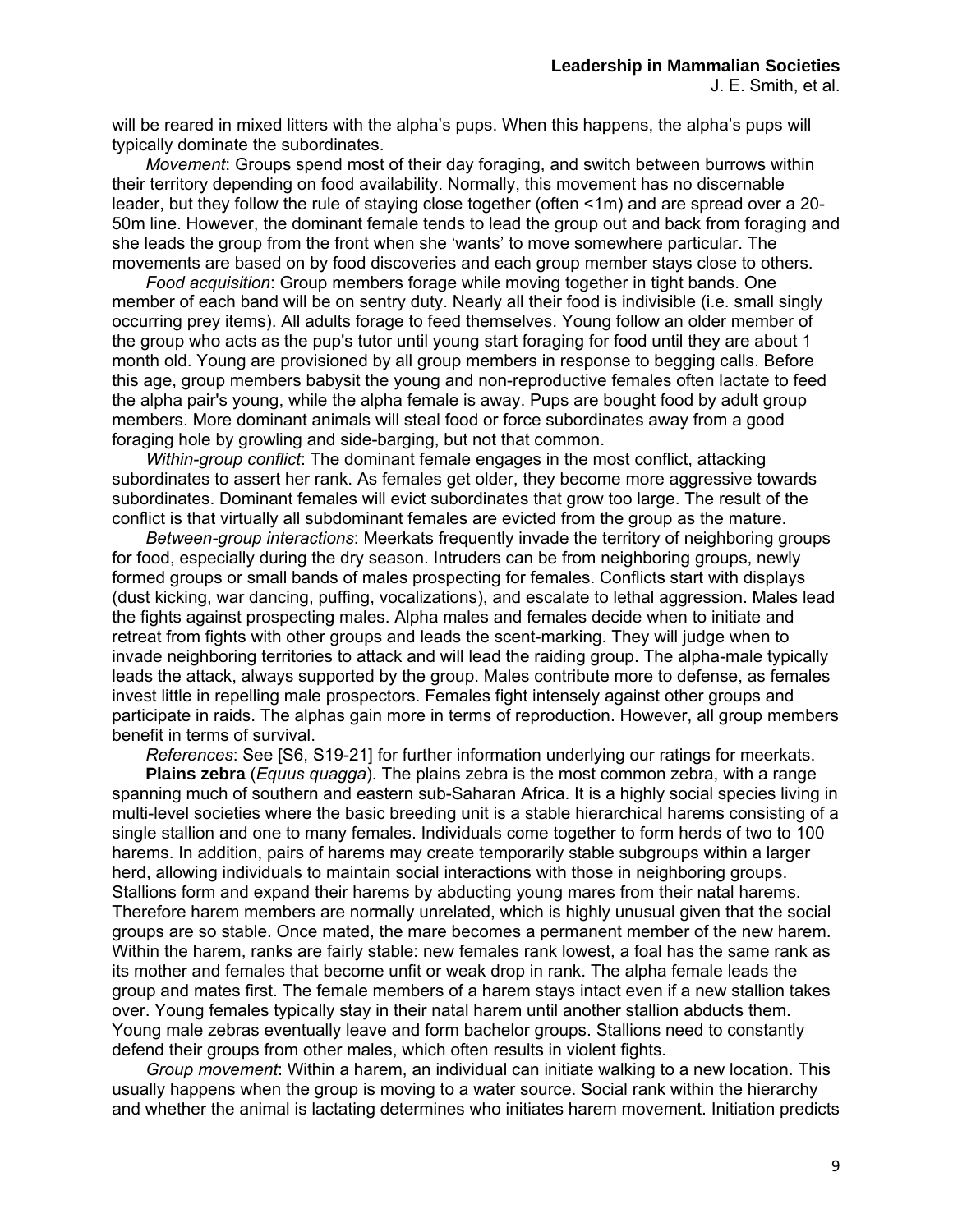will be reared in mixed litters with the alpha's pups. When this happens, the alpha's pups will typically dominate the subordinates.

*Movement*: Groups spend most of their day foraging, and switch between burrows within their territory depending on food availability. Normally, this movement has no discernable leader, but they follow the rule of staying close together (often <1m) and are spread over a 20-50m line. However, the dominant female tends to lead the group out and back from foraging and she leads the group from the front when she 'wants' to move somewhere particular. The movements are based on by food discoveries and each group member stays close to others.

*Food acquisition*: Group members forage while moving together in tight bands. One member of each band will be on sentry duty. Nearly all their food is indivisible (i.e. small singly occurring prey items). All adults forage to feed themselves. Young follow an older member of the group who acts as the pup's tutor until young start foraging for food until they are about 1 month old. Young are provisioned by all group members in response to begging calls. Before this age, group members babysit the young and non-reproductive females often lactate to feed the alpha pair's young, while the alpha female is away. Pups are bought food by adult group members. More dominant animals will steal food or force subordinates away from a good foraging hole by growling and side-barging, but not that common.

*Within-group conflict*: The dominant female engages in the most conflict, attacking subordinates to assert her rank. As females get older, they become more aggressive towards subordinates. Dominant females will evict subordinates that grow too large. The result of the conflict is that virtually all subdominant females are evicted from the group as the mature.

*Between-group interactions*: Meerkats frequently invade the territory of neighboring groups for food, especially during the dry season. Intruders can be from neighboring groups, newly formed groups or small bands of males prospecting for females. Conflicts start with displays (dust kicking, war dancing, puffing, vocalizations), and escalate to lethal aggression. Males lead the fights against prospecting males. Alpha males and females decide when to initiate and retreat from fights with other groups and leads the scent-marking. They will judge when to invade neighboring territories to attack and will lead the raiding group. The alpha-male typically leads the attack, always supported by the group. Males contribute more to defense, as females invest little in repelling male prospectors. Females fight intensely against other groups and participate in raids. The alphas gain more in terms of reproduction. However, all group members benefit in terms of survival.

*References*: See [S6, S19-21] for further information underlying our ratings for meerkats.

**Plains zebra** (*Equus quagga*). The plains zebra is the most common zebra, with a range spanning much of southern and eastern sub-Saharan Africa. It is a highly social species living in multi-level societies where the basic breeding unit is a stable hierarchical harems consisting of a single stallion and one to many females. Individuals come together to form herds of two to 100 harems. In addition, pairs of harems may create temporarily stable subgroups within a larger herd, allowing individuals to maintain social interactions with those in neighboring groups. Stallions form and expand their harems by abducting young mares from their natal harems. Therefore harem members are normally unrelated, which is highly unusual given that the social groups are so stable. Once mated, the mare becomes a permanent member of the new harem. Within the harem, ranks are fairly stable: new females rank lowest, a foal has the same rank as its mother and females that become unfit or weak drop in rank. The alpha female leads the group and mates first. The female members of a harem stays intact even if a new stallion takes over. Young females typically stay in their natal harem until another stallion abducts them. Young male zebras eventually leave and form bachelor groups. Stallions need to constantly defend their groups from other males, which often results in violent fights.

*Group movement*: Within a harem, an individual can initiate walking to a new location. This usually happens when the group is moving to a water source. Social rank within the hierarchy and whether the animal is lactating determines who initiates harem movement. Initiation predicts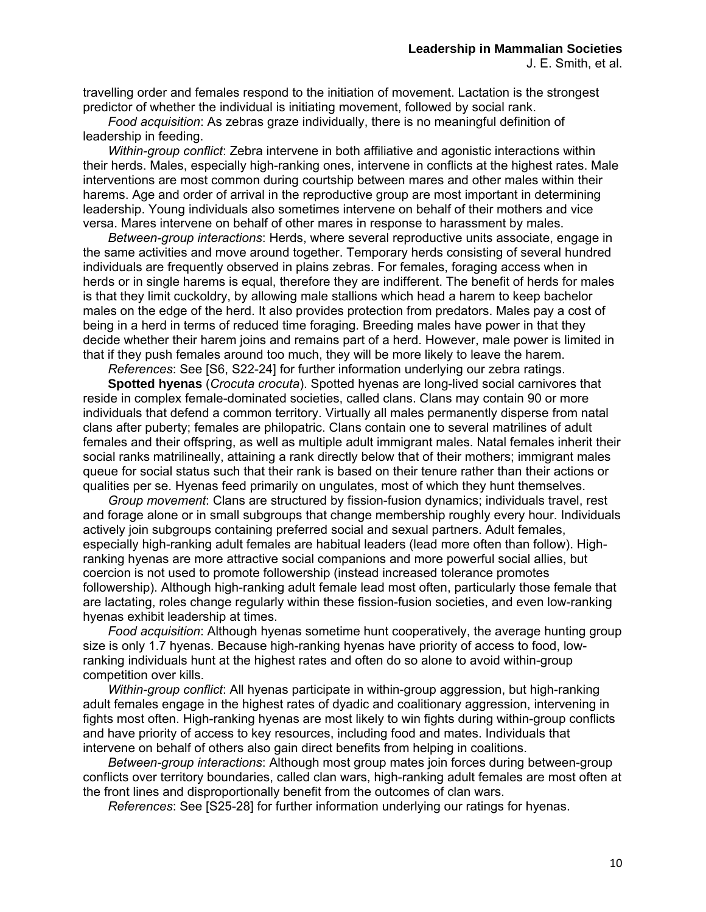travelling order and females respond to the initiation of movement. Lactation is the strongest predictor of whether the individual is initiating movement, followed by social rank.

*Food acquisition*: As zebras graze individually, there is no meaningful definition of leadership in feeding.

*Within-group conflict*: Zebra intervene in both affiliative and agonistic interactions within their herds. Males, especially high-ranking ones, intervene in conflicts at the highest rates. Male interventions are most common during courtship between mares and other males within their harems. Age and order of arrival in the reproductive group are most important in determining leadership. Young individuals also sometimes intervene on behalf of their mothers and vice versa. Mares intervene on behalf of other mares in response to harassment by males.

*Between-group interactions*: Herds, where several reproductive units associate, engage in the same activities and move around together. Temporary herds consisting of several hundred individuals are frequently observed in plains zebras. For females, foraging access when in herds or in single harems is equal, therefore they are indifferent. The benefit of herds for males is that they limit cuckoldry, by allowing male stallions which head a harem to keep bachelor males on the edge of the herd. It also provides protection from predators. Males pay a cost of being in a herd in terms of reduced time foraging. Breeding males have power in that they decide whether their harem joins and remains part of a herd. However, male power is limited in that if they push females around too much, they will be more likely to leave the harem.

*References*: See [S6, S22-24] for further information underlying our zebra ratings.

**Spotted hyenas** (*Crocuta crocuta*). Spotted hyenas are long-lived social carnivores that reside in complex female-dominated societies, called clans. Clans may contain 90 or more individuals that defend a common territory. Virtually all males permanently disperse from natal clans after puberty; females are philopatric. Clans contain one to several matrilines of adult females and their offspring, as well as multiple adult immigrant males. Natal females inherit their social ranks matrilineally, attaining a rank directly below that of their mothers; immigrant males queue for social status such that their rank is based on their tenure rather than their actions or qualities per se. Hyenas feed primarily on ungulates, most of which they hunt themselves.

*Group movement*: Clans are structured by fission-fusion dynamics; individuals travel, rest and forage alone or in small subgroups that change membership roughly every hour. Individuals actively join subgroups containing preferred social and sexual partners. Adult females, especially high-ranking adult females are habitual leaders (lead more often than follow). High-ranking hyenas are more attractive social companions and more powerful social allies, but coercion is not used to promote followership (instead increased tolerance promotes followership). Although high-ranking adult female lead most often, particularly those female that are lactating, roles change regularly within these fission-fusion societies, and even low-ranking hyenas exhibit leadership at times.

*Food acquisition*: Although hyenas sometime hunt cooperatively, the average hunting group size is only 1.7 hyenas. Because high-ranking hyenas have priority of access to food, low-ranking individuals hunt at the highest rates and often do so alone to avoid within-group competition over kills.

*Within-group conflict*: All hyenas participate in within-group aggression, but high-ranking adult females engage in the highest rates of dyadic and coalitionary aggression, intervening in fights most often. High-ranking hyenas are most likely to win fights during within-group conflicts and have priority of access to key resources, including food and mates. Individuals that intervene on behalf of others also gain direct benefits from helping in coalitions.

*Between-group interactions*: Although most group mates join forces during between-group conflicts over territory boundaries, called clan wars, high-ranking adult females are most often at the front lines and disproportionally benefit from the outcomes of clan wars.

*References*: See [S25-28] for further information underlying our ratings for hyenas.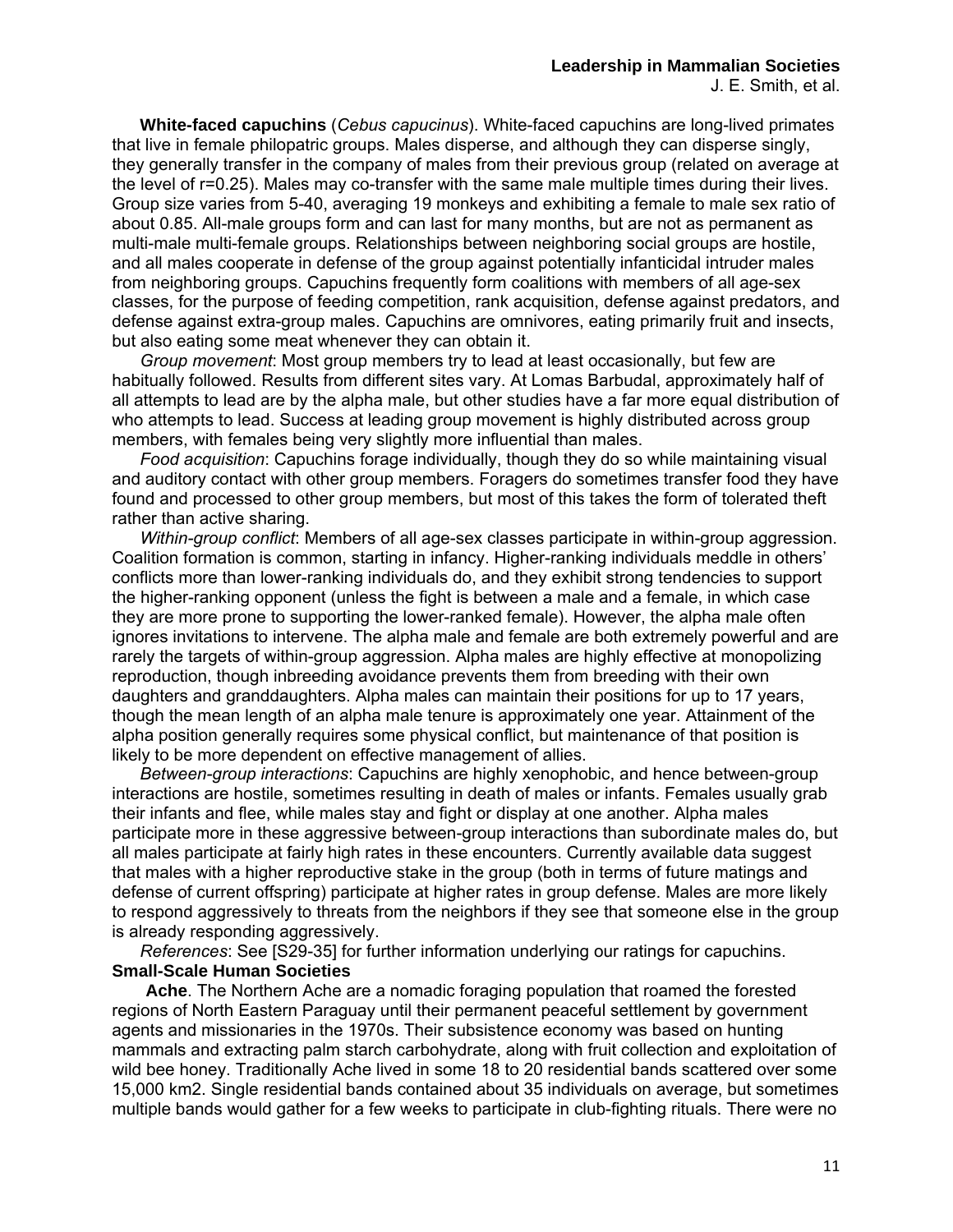**White-faced capuchins** (*Cebus capucinus*). White-faced capuchins are long-lived primates that live in female philopatric groups. Males disperse, and although they can disperse singly, they generally transfer in the company of males from their previous group (related on average at the level of r=0.25). Males may co-transfer with the same male multiple times during their lives. Group size varies from 5-40, averaging 19 monkeys and exhibiting a female to male sex ratio of about 0.85. All-male groups form and can last for many months, but are not as permanent as multi-male multi-female groups. Relationships between neighboring social groups are hostile, and all males cooperate in defense of the group against potentially infanticidal intruder males from neighboring groups. Capuchins frequently form coalitions with members of all age-sex classes, for the purpose of feeding competition, rank acquisition, defense against predators, and defense against extra-group males. Capuchins are omnivores, eating primarily fruit and insects, but also eating some meat whenever they can obtain it.

*Group movement*: Most group members try to lead at least occasionally, but few are habitually followed. Results from different sites vary. At Lomas Barbudal, approximately half of all attempts to lead are by the alpha male, but other studies have a far more equal distribution of who attempts to lead. Success at leading group movement is highly distributed across group members, with females being very slightly more influential than males.

*Food acquisition*: Capuchins forage individually, though they do so while maintaining visual and auditory contact with other group members. Foragers do sometimes transfer food they have found and processed to other group members, but most of this takes the form of tolerated theft rather than active sharing.

*Within-group conflict*: Members of all age-sex classes participate in within-group aggression. Coalition formation is common, starting in infancy. Higher-ranking individuals meddle in others' conflicts more than lower-ranking individuals do, and they exhibit strong tendencies to support the higher-ranking opponent (unless the fight is between a male and a female, in which case they are more prone to supporting the lower-ranked female). However, the alpha male often ignores invitations to intervene. The alpha male and female are both extremely powerful and are rarely the targets of within-group aggression. Alpha males are highly effective at monopolizing reproduction, though inbreeding avoidance prevents them from breeding with their own daughters and granddaughters. Alpha males can maintain their positions for up to 17 years, though the mean length of an alpha male tenure is approximately one year. Attainment of the alpha position generally requires some physical conflict, but maintenance of that position is likely to be more dependent on effective management of allies.

*Between-group interactions*: Capuchins are highly xenophobic, and hence between-group interactions are hostile, sometimes resulting in death of males or infants. Females usually grab their infants and flee, while males stay and fight or display at one another. Alpha males participate more in these aggressive between-group interactions than subordinate males do, but all males participate at fairly high rates in these encounters. Currently available data suggest that males with a higher reproductive stake in the group (both in terms of future matings and defense of current offspring) participate at higher rates in group defense. Males are more likely to respond aggressively to threats from the neighbors if they see that someone else in the group is already responding aggressively.

*References*: See [S29-35] for further information underlying our ratings for capuchins.

**Small-Scale Human Societies**

**Ache**. The Northern Ache are a nomadic foraging population that roamed the forested regions of North Eastern Paraguay until their permanent peaceful settlement by government agents and missionaries in the 1970s. Their subsistence economy was based on hunting mammals and extracting palm starch carbohydrate, along with fruit collection and exploitation of wild bee honey. Traditionally Ache lived in some 18 to 20 residential bands scattered over some 15,000 km2. Single residential bands contained about 35 individuals on average, but sometimes multiple bands would gather for a few weeks to participate in club-fighting rituals. There were no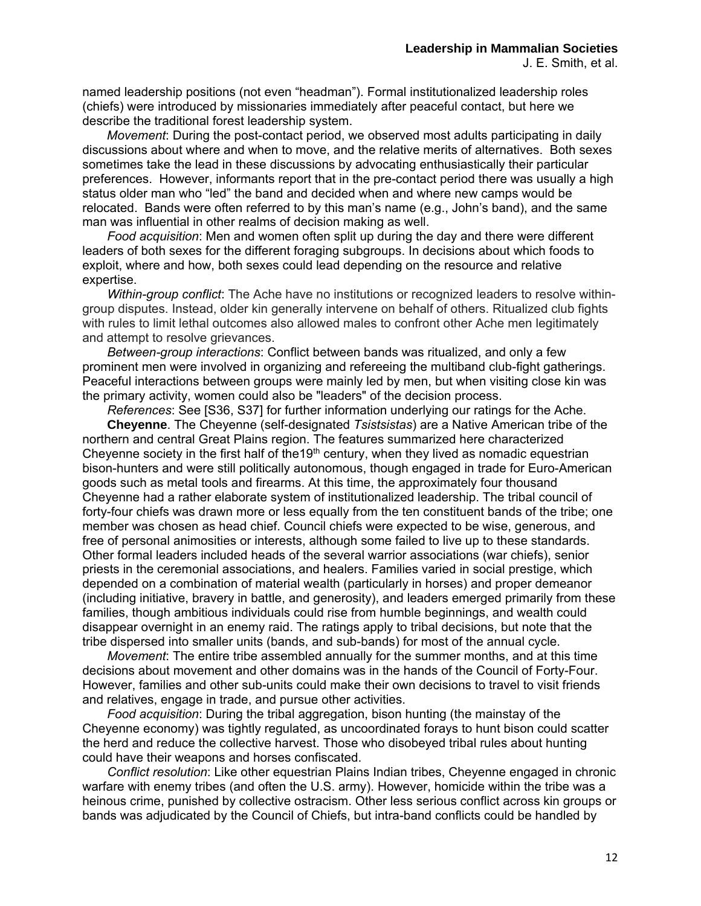named leadership positions (not even "headman"). Formal institutionalized leadership roles (chiefs) were introduced by missionaries immediately after peaceful contact, but here we describe the traditional forest leadership system.

*Movement*: During the post-contact period, we observed most adults participating in daily discussions about where and when to move, and the relative merits of alternatives. Both sexes sometimes take the lead in these discussions by advocating enthusiastically their particular preferences. However, informants report that in the pre-contact period there was usually a high status older man who "led" the band and decided when and where new camps would be relocated. Bands were often referred to by this man's name (e.g., John's band), and the same man was influential in other realms of decision making as well.

*Food acquisition*: Men and women often split up during the day and there were different leaders of both sexes for the different foraging subgroups. In decisions about which foods to exploit, where and how, both sexes could lead depending on the resource and relative expertise.

*Within-group conflict*: The Ache have no institutions or recognized leaders to resolve within-group disputes. Instead, older kin generally intervene on behalf of others. Ritualized club fights with rules to limit lethal outcomes also allowed males to confront other Ache men legitimately and attempt to resolve grievances.

*Between-group interactions*: Conflict between bands was ritualized, and only a few prominent men were involved in organizing and refereeing the multiband club-fight gatherings. Peaceful interactions between groups were mainly led by men, but when visiting close kin was the primary activity, women could also be "leaders" of the decision process.

*References*: See [S36, S37] for further information underlying our ratings for the Ache.

**Cheyenne**. The Cheyenne (self-designated *Tsistsistas*) are a Native American tribe of the northern and central Great Plains region. The features summarized here characterized Cheyenne society in the first half of the19th century, when they lived as nomadic equestrian bison-hunters and were still politically autonomous, though engaged in trade for Euro-American goods such as metal tools and firearms. At this time, the approximately four thousand Cheyenne had a rather elaborate system of institutionalized leadership. The tribal council of forty-four chiefs was drawn more or less equally from the ten constituent bands of the tribe; one member was chosen as head chief. Council chiefs were expected to be wise, generous, and free of personal animosities or interests, although some failed to live up to these standards. Other formal leaders included heads of the several warrior associations (war chiefs), senior priests in the ceremonial associations, and healers. Families varied in social prestige, which depended on a combination of material wealth (particularly in horses) and proper demeanor (including initiative, bravery in battle, and generosity), and leaders emerged primarily from these families, though ambitious individuals could rise from humble beginnings, and wealth could disappear overnight in an enemy raid. The ratings apply to tribal decisions, but note that the tribe dispersed into smaller units (bands, and sub-bands) for most of the annual cycle.

*Movement*: The entire tribe assembled annually for the summer months, and at this time decisions about movement and other domains was in the hands of the Council of Forty-Four. However, families and other sub-units could make their own decisions to travel to visit friends and relatives, engage in trade, and pursue other activities.

*Food acquisition*: During the tribal aggregation, bison hunting (the mainstay of the Cheyenne economy) was tightly regulated, as uncoordinated forays to hunt bison could scatter the herd and reduce the collective harvest. Those who disobeyed tribal rules about hunting could have their weapons and horses confiscated.

*Conflict resolution*: Like other equestrian Plains Indian tribes, Cheyenne engaged in chronic warfare with enemy tribes (and often the U.S. army). However, homicide within the tribe was a heinous crime, punished by collective ostracism. Other less serious conflict across kin groups or bands was adjudicated by the Council of Chiefs, but intra-band conflicts could be handled by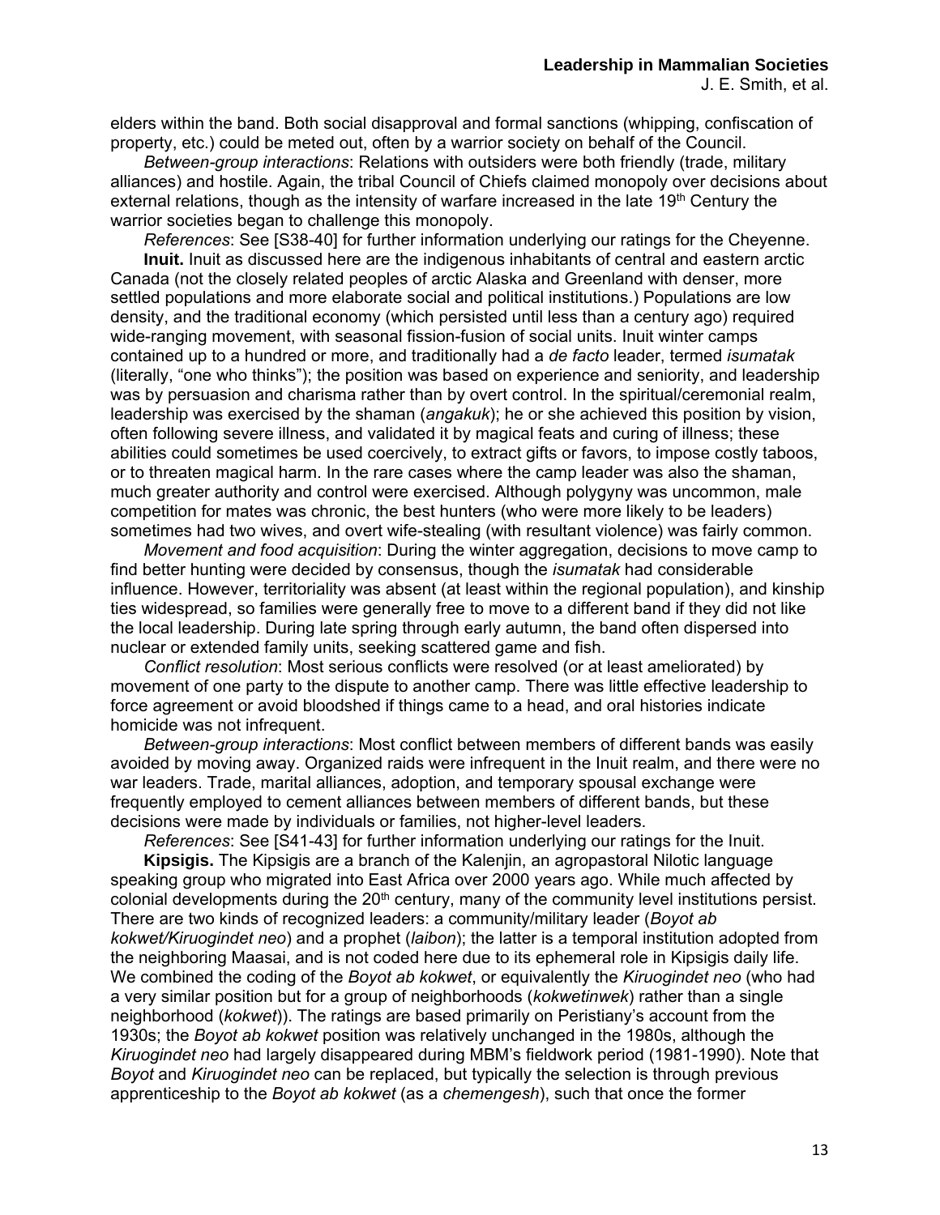elders within the band. Both social disapproval and formal sanctions (whipping, confiscation of property, etc.) could be meted out, often by a warrior society on behalf of the Council.

*Between-group interactions*: Relations with outsiders were both friendly (trade, military alliances) and hostile. Again, the tribal Council of Chiefs claimed monopoly over decisions about external relations, though as the intensity of warfare increased in the late 19th Century the warrior societies began to challenge this monopoly.

*References*: See [S38-40] for further information underlying our ratings for the Cheyenne.

**Inuit.** Inuit as discussed here are the indigenous inhabitants of central and eastern arctic Canada (not the closely related peoples of arctic Alaska and Greenland with denser, more settled populations and more elaborate social and political institutions.) Populations are low density, and the traditional economy (which persisted until less than a century ago) required wide-ranging movement, with seasonal fission-fusion of social units. Inuit winter camps contained up to a hundred or more, and traditionally had a *de facto* leader, termed *isumatak* (literally, "one who thinks"); the position was based on experience and seniority, and leadership was by persuasion and charisma rather than by overt control. In the spiritual/ceremonial realm, leadership was exercised by the shaman (*angakuk*); he or she achieved this position by vision, often following severe illness, and validated it by magical feats and curing of illness; these abilities could sometimes be used coercively, to extract gifts or favors, to impose costly taboos, or to threaten magical harm. In the rare cases where the camp leader was also the shaman, much greater authority and control were exercised. Although polygyny was uncommon, male competition for mates was chronic, the best hunters (who were more likely to be leaders) sometimes had two wives, and overt wife-stealing (with resultant violence) was fairly common.

*Movement and food acquisition*: During the winter aggregation, decisions to move camp to find better hunting were decided by consensus, though the *isumatak* had considerable influence. However, territoriality was absent (at least within the regional population), and kinship ties widespread, so families were generally free to move to a different band if they did not like the local leadership. During late spring through early autumn, the band often dispersed into nuclear or extended family units, seeking scattered game and fish.

*Conflict resolution*: Most serious conflicts were resolved (or at least ameliorated) by movement of one party to the dispute to another camp. There was little effective leadership to force agreement or avoid bloodshed if things came to a head, and oral histories indicate homicide was not infrequent.

*Between-group interactions*: Most conflict between members of different bands was easily avoided by moving away. Organized raids were infrequent in the Inuit realm, and there were no war leaders. Trade, marital alliances, adoption, and temporary spousal exchange were frequently employed to cement alliances between members of different bands, but these decisions were made by individuals or families, not higher-level leaders.

*References*: See [S41-43] for further information underlying our ratings for the Inuit.

**Kipsigis.** The Kipsigis are a branch of the Kalenjin, an agropastoral Nilotic language speaking group who migrated into East Africa over 2000 years ago. While much affected by colonial developments during the 20th century, many of the community level institutions persist. There are two kinds of recognized leaders: a community/military leader (*Boyot ab kokwet/Kiruogindet neo*) and a prophet (*laibon*); the latter is a temporal institution adopted from the neighboring Maasai, and is not coded here due to its ephemeral role in Kipsigis daily life. We combined the coding of the *Boyot ab kokwet*, or equivalently the *Kiruogindet neo* (who had a very similar position but for a group of neighborhoods (*kokwetinwek*) rather than a single neighborhood (*kokwet*)). The ratings are based primarily on Peristiany's account from the 1930s; the *Boyot ab kokwet* position was relatively unchanged in the 1980s, although the *Kiruogindet neo* had largely disappeared during MBM's fieldwork period (1981-1990). Note that *Boyot* and *Kiruogindet neo* can be replaced, but typically the selection is through previous apprenticeship to the *Boyot ab kokwet* (as a *chemengesh*), such that once the former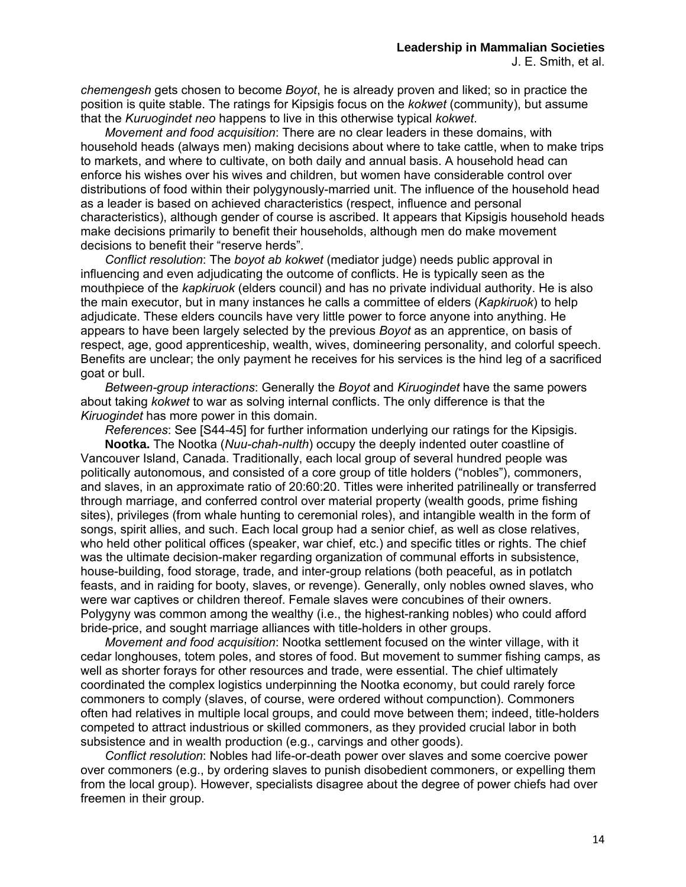*chemengesh* gets chosen to become *Boyot*, he is already proven and liked; so in practice the position is quite stable. The ratings for Kipsigis focus on the *kokwet* (community), but assume that the *Kuruogindet neo* happens to live in this otherwise typical *kokwet*.

*Movement and food acquisition*: There are no clear leaders in these domains, with household heads (always men) making decisions about where to take cattle, when to make trips to markets, and where to cultivate, on both daily and annual basis. A household head can enforce his wishes over his wives and children, but women have considerable control over distributions of food within their polygynously-married unit. The influence of the household head as a leader is based on achieved characteristics (respect, influence and personal characteristics), although gender of course is ascribed. It appears that Kipsigis household heads make decisions primarily to benefit their households, although men do make movement decisions to benefit their "reserve herds".

*Conflict resolution*: The *boyot ab kokwet* (mediator judge) needs public approval in influencing and even adjudicating the outcome of conflicts. He is typically seen as the mouthpiece of the *kapkiruok* (elders council) and has no private individual authority. He is also the main executor, but in many instances he calls a committee of elders (*Kapkiruok*) to help adjudicate. These elders councils have very little power to force anyone into anything. He appears to have been largely selected by the previous *Boyot* as an apprentice, on basis of respect, age, good apprenticeship, wealth, wives, domineering personality, and colorful speech. Benefits are unclear; the only payment he receives for his services is the hind leg of a sacrificed goat or bull.

*Between-group interactions*: Generally the *Boyot* and *Kiruogindet* have the same powers about taking *kokwet* to war as solving internal conflicts. The only difference is that the *Kiruogindet* has more power in this domain.

*References*: See [S44-45] for further information underlying our ratings for the Kipsigis.

**Nootka.** The Nootka (*Nuu-chah-nulth*) occupy the deeply indented outer coastline of Vancouver Island, Canada. Traditionally, each local group of several hundred people was politically autonomous, and consisted of a core group of title holders ("nobles"), commoners, and slaves, in an approximate ratio of 20:60:20. Titles were inherited patrilineally or transferred through marriage, and conferred control over material property (wealth goods, prime fishing sites), privileges (from whale hunting to ceremonial roles), and intangible wealth in the form of songs, spirit allies, and such. Each local group had a senior chief, as well as close relatives, who held other political offices (speaker, war chief, etc.) and specific titles or rights. The chief was the ultimate decision-maker regarding organization of communal efforts in subsistence, house-building, food storage, trade, and inter-group relations (both peaceful, as in potlatch feasts, and in raiding for booty, slaves, or revenge). Generally, only nobles owned slaves, who were war captives or children thereof. Female slaves were concubines of their owners. Polygyny was common among the wealthy (i.e., the highest-ranking nobles) who could afford bride-price, and sought marriage alliances with title-holders in other groups.

*Movement and food acquisition*: Nootka settlement focused on the winter village, with it cedar longhouses, totem poles, and stores of food. But movement to summer fishing camps, as well as shorter forays for other resources and trade, were essential. The chief ultimately coordinated the complex logistics underpinning the Nootka economy, but could rarely force commoners to comply (slaves, of course, were ordered without compunction). Commoners often had relatives in multiple local groups, and could move between them; indeed, title-holders competed to attract industrious or skilled commoners, as they provided crucial labor in both subsistence and in wealth production (e.g., carvings and other goods).

*Conflict resolution*: Nobles had life-or-death power over slaves and some coercive power over commoners (e.g., by ordering slaves to punish disobedient commoners, or expelling them from the local group). However, specialists disagree about the degree of power chiefs had over freemen in their group.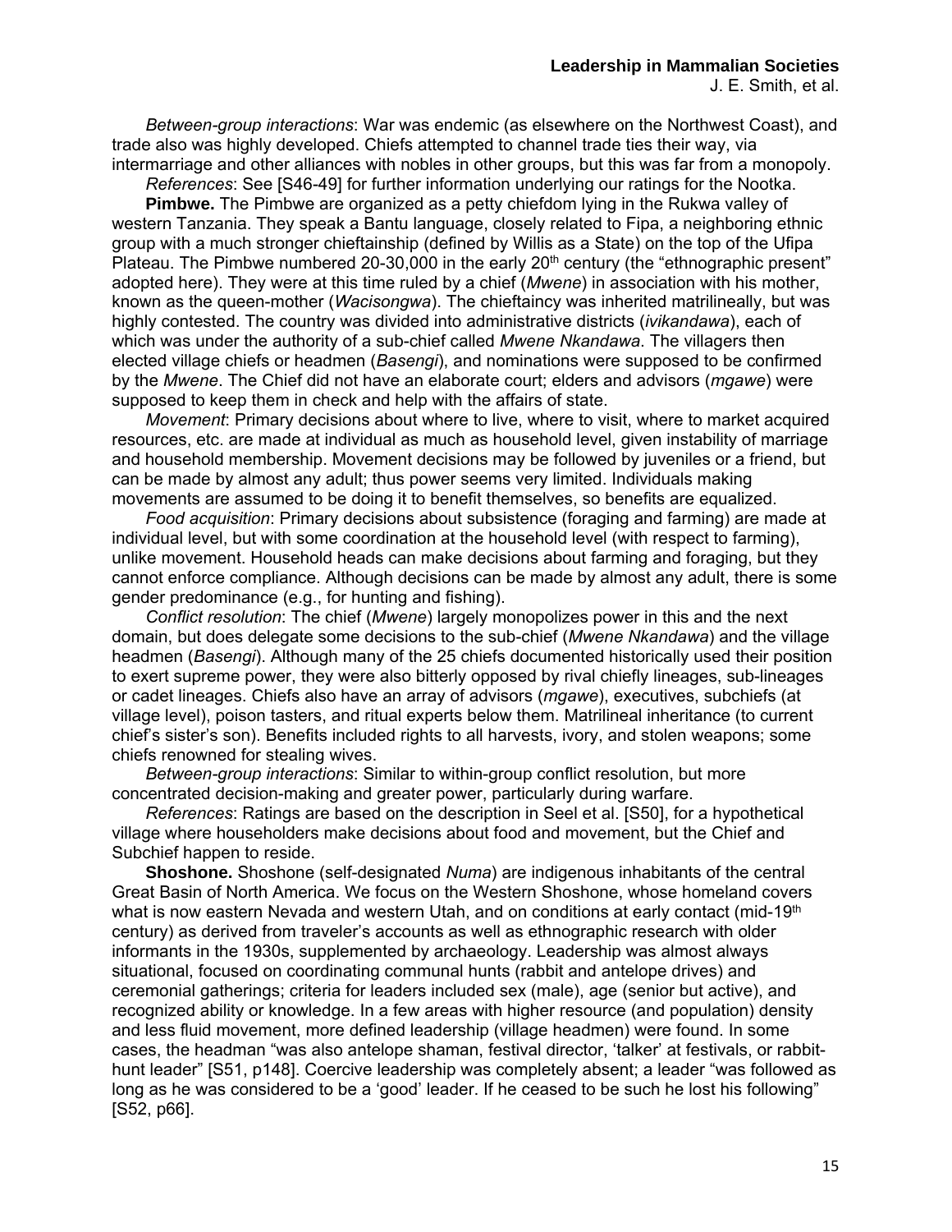*Between-group interactions*: War was endemic (as elsewhere on the Northwest Coast), and trade also was highly developed. Chiefs attempted to channel trade ties their way, via intermarriage and other alliances with nobles in other groups, but this was far from a monopoly.

*References*: See [S46-49] for further information underlying our ratings for the Nootka.

**Pimbwe.** The Pimbwe are organized as a petty chiefdom lying in the Rukwa valley of western Tanzania. They speak a Bantu language, closely related to Fipa, a neighboring ethnic group with a much stronger chieftainship (defined by Willis as a State) on the top of the Ufipa Plateau. The Pimbwe numbered 20-30,000 in the early 20th century (the "ethnographic present" adopted here). They were at this time ruled by a chief (*Mwene*) in association with his mother, known as the queen-mother (*Wacisongwa*). The chieftaincy was inherited matrilineally, but was highly contested. The country was divided into administrative districts (*ivikandawa*), each of which was under the authority of a sub-chief called *Mwene Nkandawa*. The villagers then elected village chiefs or headmen (*Basengi*), and nominations were supposed to be confirmed by the *Mwene*. The Chief did not have an elaborate court; elders and advisors (*mgawe*) were supposed to keep them in check and help with the affairs of state.

*Movement*: Primary decisions about where to live, where to visit, where to market acquired resources, etc. are made at individual as much as household level, given instability of marriage and household membership. Movement decisions may be followed by juveniles or a friend, but can be made by almost any adult; thus power seems very limited. Individuals making movements are assumed to be doing it to benefit themselves, so benefits are equalized.

*Food acquisition*: Primary decisions about subsistence (foraging and farming) are made at individual level, but with some coordination at the household level (with respect to farming), unlike movement. Household heads can make decisions about farming and foraging, but they cannot enforce compliance. Although decisions can be made by almost any adult, there is some gender predominance (e.g., for hunting and fishing).

*Conflict resolution*: The chief (*Mwene*) largely monopolizes power in this and the next domain, but does delegate some decisions to the sub-chief (*Mwene Nkandawa*) and the village headmen (*Basengi*). Although many of the 25 chiefs documented historically used their position to exert supreme power, they were also bitterly opposed by rival chiefly lineages, sub-lineages or cadet lineages. Chiefs also have an array of advisors (*mgawe*), executives, subchiefs (at village level), poison tasters, and ritual experts below them. Matrilineal inheritance (to current chief's sister's son). Benefits included rights to all harvests, ivory, and stolen weapons; some chiefs renowned for stealing wives.

*Between-group interactions*: Similar to within-group conflict resolution, but more concentrated decision-making and greater power, particularly during warfare.

*References*: Ratings are based on the description in Seel et al. [S50], for a hypothetical village where householders make decisions about food and movement, but the Chief and Subchief happen to reside.

**Shoshone.** Shoshone (self-designated *Numa*) are indigenous inhabitants of the central Great Basin of North America. We focus on the Western Shoshone, whose homeland covers what is now eastern Nevada and western Utah, and on conditions at early contact (mid-19th century) as derived from traveler's accounts as well as ethnographic research with older informants in the 1930s, supplemented by archaeology. Leadership was almost always situational, focused on coordinating communal hunts (rabbit and antelope drives) and ceremonial gatherings; criteria for leaders included sex (male), age (senior but active), and recognized ability or knowledge. In a few areas with higher resource (and population) density and less fluid movement, more defined leadership (village headmen) were found. In some cases, the headman "was also antelope shaman, festival director, 'talker' at festivals, or rabbit-hunt leader" [S51, p148]. Coercive leadership was completely absent; a leader "was followed as long as he was considered to be a 'good' leader. If he ceased to be such he lost his following" [S52, p66].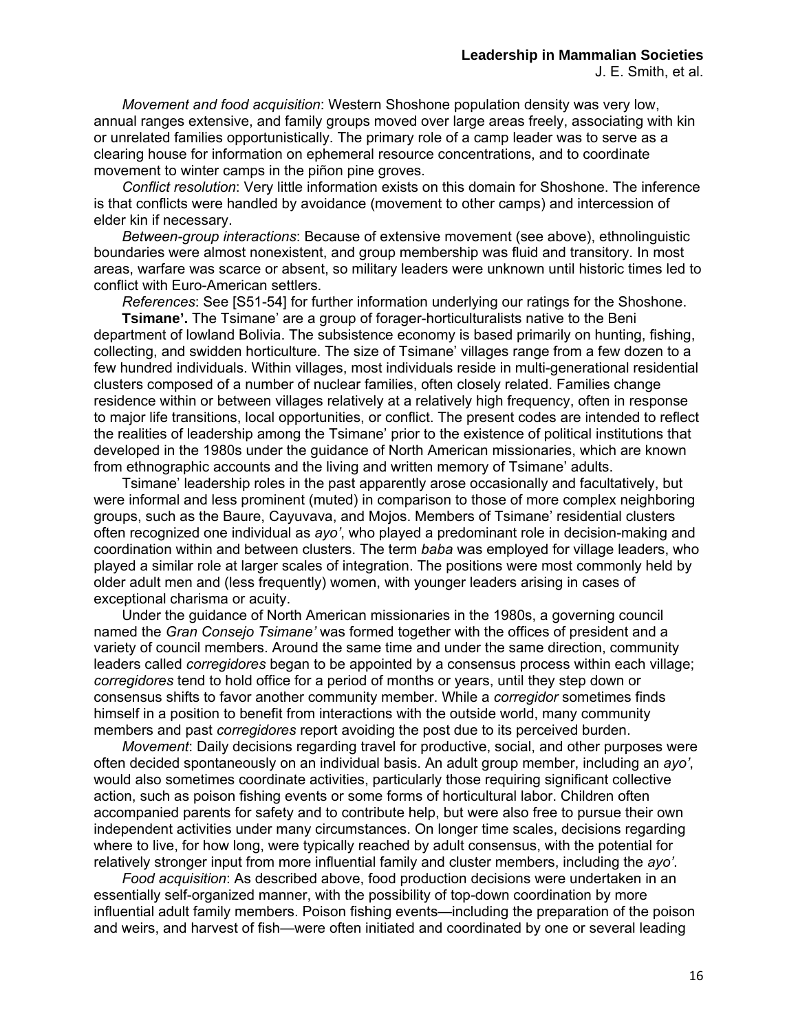*Movement and food acquisition*: Western Shoshone population density was very low, annual ranges extensive, and family groups moved over large areas freely, associating with kin or unrelated families opportunistically. The primary role of a camp leader was to serve as a clearing house for information on ephemeral resource concentrations, and to coordinate movement to winter camps in the piñon pine groves.

*Conflict resolution*: Very little information exists on this domain for Shoshone. The inference is that conflicts were handled by avoidance (movement to other camps) and intercession of elder kin if necessary.

*Between-group interactions*: Because of extensive movement (see above), ethnolinguistic boundaries were almost nonexistent, and group membership was fluid and transitory. In most areas, warfare was scarce or absent, so military leaders were unknown until historic times led to conflict with Euro-American settlers.

*References*: See [S51-54] for further information underlying our ratings for the Shoshone.

**Tsimane'.** The Tsimane' are a group of forager-horticulturalists native to the Beni department of lowland Bolivia. The subsistence economy is based primarily on hunting, fishing, collecting, and swidden horticulture. The size of Tsimane' villages range from a few dozen to a few hundred individuals. Within villages, most individuals reside in multi-generational residential clusters composed of a number of nuclear families, often closely related. Families change residence within or between villages relatively at a relatively high frequency, often in response to major life transitions, local opportunities, or conflict. The present codes are intended to reflect the realities of leadership among the Tsimane' prior to the existence of political institutions that developed in the 1980s under the guidance of North American missionaries, which are known from ethnographic accounts and the living and written memory of Tsimane' adults.

Tsimane' leadership roles in the past apparently arose occasionally and facultatively, but were informal and less prominent (muted) in comparison to those of more complex neighboring groups, such as the Baure, Cayuvava, and Mojos. Members of Tsimane' residential clusters often recognized one individual as *ayo'*, who played a predominant role in decision-making and coordination within and between clusters. The term *baba* was employed for village leaders, who played a similar role at larger scales of integration. The positions were most commonly held by older adult men and (less frequently) women, with younger leaders arising in cases of exceptional charisma or acuity.

Under the guidance of North American missionaries in the 1980s, a governing council named the *Gran Consejo Tsimane'* was formed together with the offices of president and a variety of council members. Around the same time and under the same direction, community leaders called *corregidores* began to be appointed by a consensus process within each village; *corregidores* tend to hold office for a period of months or years, until they step down or consensus shifts to favor another community member. While a *corregidor* sometimes finds himself in a position to benefit from interactions with the outside world, many community members and past *corregidores* report avoiding the post due to its perceived burden.

*Movement*: Daily decisions regarding travel for productive, social, and other purposes were often decided spontaneously on an individual basis. An adult group member, including an *ayo'*, would also sometimes coordinate activities, particularly those requiring significant collective action, such as poison fishing events or some forms of horticultural labor. Children often accompanied parents for safety and to contribute help, but were also free to pursue their own independent activities under many circumstances. On longer time scales, decisions regarding where to live, for how long, were typically reached by adult consensus, with the potential for relatively stronger input from more influential family and cluster members, including the *ayo'*.

*Food acquisition*: As described above, food production decisions were undertaken in an essentially self-organized manner, with the possibility of top-down coordination by more influential adult family members. Poison fishing events—including the preparation of the poison and weirs, and harvest of fish—were often initiated and coordinated by one or several leading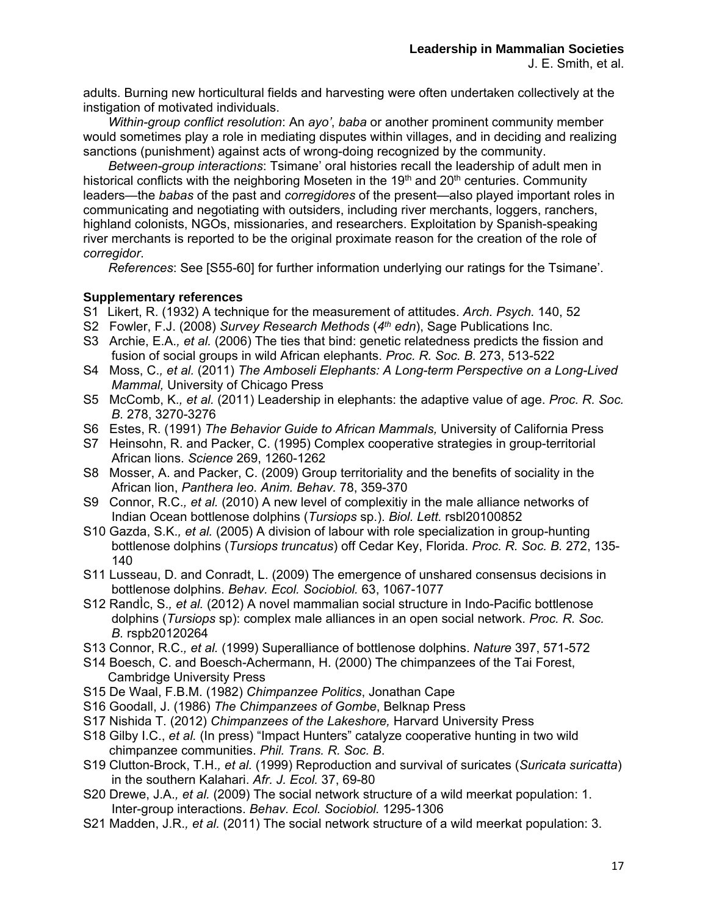adults. Burning new horticultural fields and harvesting were often undertaken collectively at the instigation of motivated individuals.

*Within-group conflict resolution*: An *ayo'*, *baba* or another prominent community member would sometimes play a role in mediating disputes within villages, and in deciding and realizing sanctions (punishment) against acts of wrong-doing recognized by the community.

*Between-group interactions*: Tsimane' oral histories recall the leadership of adult men in historical conflicts with the neighboring Moseten in the 19th and 20th centuries. Community leaders—the *babas* of the past and *corregidores* of the present—also played important roles in communicating and negotiating with outsiders, including river merchants, loggers, ranchers, highland colonists, NGOs, missionaries, and researchers. Exploitation by Spanish-speaking river merchants is reported to be the original proximate reason for the creation of the role of *corregidor*.

*References*: See [S55-60] for further information underlying our ratings for the Tsimane'.

**Supplementary references**

S1 Likert, R. (1932) A technique for the measurement of attitudes. *Arch. Psych.* 140, 52

S2 Fowler, F.J. (2008) *Survey Research Methods* (*4th edn*), Sage Publications Inc.

S3 Archie, E.A., *et al.* (2006) The ties that bind: genetic relatedness predicts the fission and fusion of social groups in wild African elephants. *Proc. R. Soc. B.* 273, 513-522

S4 Moss, C., *et al.* (2011) *The Amboseli Elephants: A Long-term Perspective on a Long-Lived Mammal,* University of Chicago Press

S5 McComb, K., *et al.* (2011) Leadership in elephants: the adaptive value of age. *Proc. R. Soc. B.* 278, 3270-3276

S6 Estes, R. (1991) *The Behavior Guide to African Mammals,* University of California Press

S7 Heinsohn, R. and Packer, C. (1995) Complex cooperative strategies in group-territorial African lions. *Science* 269, 1260-1262

S8 Mosser, A. and Packer, C. (2009) Group territoriality and the benefits of sociality in the African lion, *Panthera leo*. *Anim. Behav.* 78, 359-370

S9 Connor, R.C., *et al.* (2010) A new level of complexitiy in the male alliance networks of Indian Ocean bottlenose dolphins (*Tursiops* sp.). *Biol. Lett.* rsbl20100852

S10 Gazda, S.K., *et al.* (2005) A division of labour with role specialization in group-hunting bottlenose dolphins (*Tursiops truncatus*) off Cedar Key, Florida. *Proc. R. Soc. B.* 272, 135-140

S11 Lusseau, D. and Conradt, L. (2009) The emergence of unshared consensus decisions in bottlenose dolphins. *Behav. Ecol. Sociobiol.* 63, 1067-1077

S12 RandÌc, S., *et al.* (2012) A novel mammalian social structure in Indo-Pacific bottlenose dolphins (*Tursiops* sp): complex male alliances in an open social network. *Proc. R. Soc. B.* rspb20120264

S13 Connor, R.C., *et al.* (1999) Superalliance of bottlenose dolphins. *Nature* 397, 571-572

S14 Boesch, C. and Boesch-Achermann, H. (2000) The chimpanzees of the Tai Forest, Cambridge University Press

S15 De Waal, F.B.M. (1982) *Chimpanzee Politics*, Jonathan Cape

S16 Goodall, J. (1986) *The Chimpanzees of Gombe*, Belknap Press

S17 Nishida T. (2012) *Chimpanzees of the Lakeshore,* Harvard University Press

S18 Gilby I.C., *et al.* (In press) "Impact Hunters" catalyze cooperative hunting in two wild chimpanzee communities. *Phil. Trans. R. Soc. B*.

S19 Clutton-Brock, T.H., *et al.* (1999) Reproduction and survival of suricates (*Suricata suricatta*) in the southern Kalahari. *Afr. J. Ecol.* 37, 69-80

S20 Drewe, J.A., *et al.* (2009) The social network structure of a wild meerkat population: 1. Inter-group interactions. *Behav. Ecol. Sociobiol.* 1295-1306

S21 Madden, J.R., *et al.* (2011) The social network structure of a wild meerkat population: 3.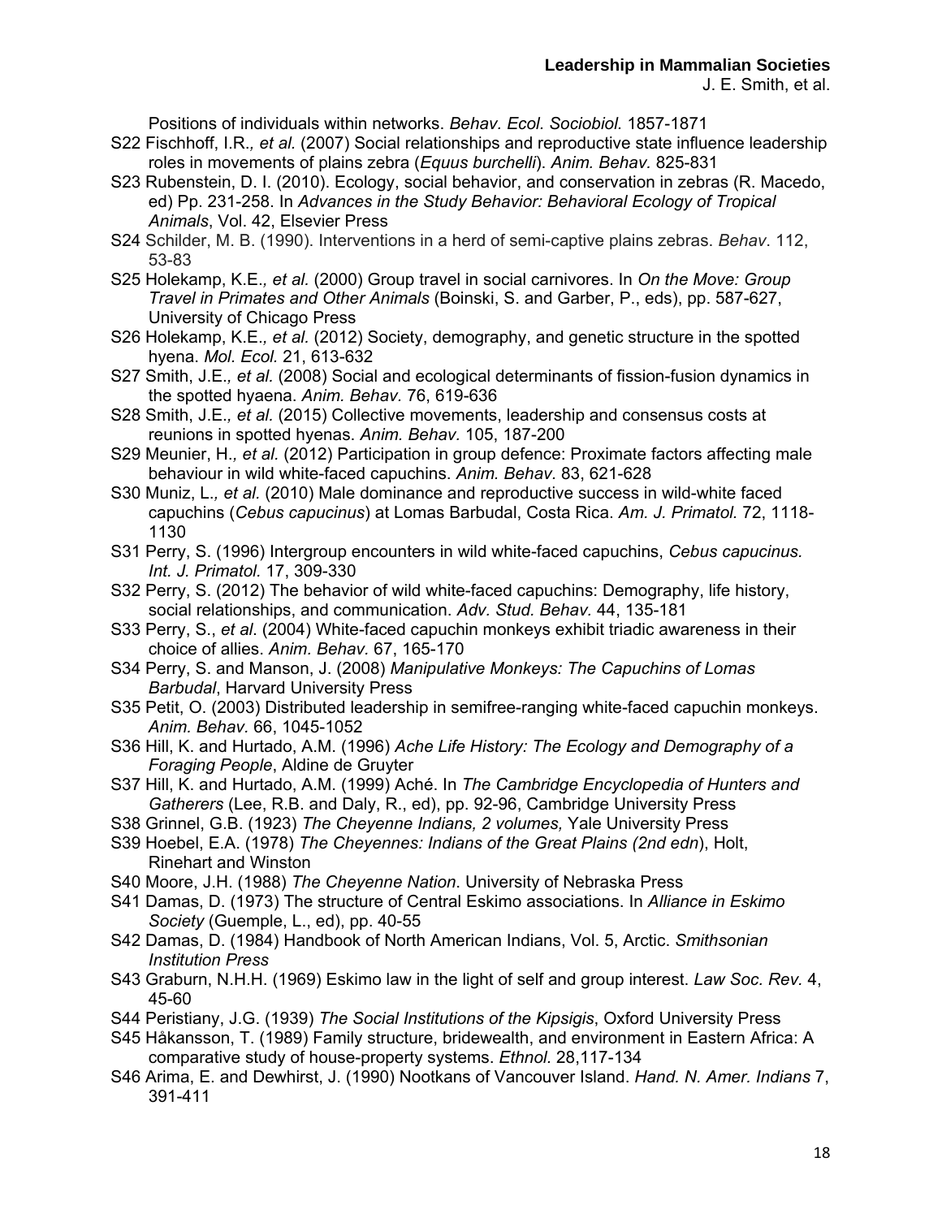Positions of individuals within networks. *Behav. Ecol. Sociobiol.* 1857-1871

S22 Fischhoff, I.R.*, et al.* (2007) Social relationships and reproductive state influence leadership roles in movements of plains zebra (*Equus burchelli*). *Anim. Behav.* 825-831

S23 Rubenstein, D. I. (2010). Ecology, social behavior, and conservation in zebras (R. Macedo, ed) Pp. 231-258. In *Advances in the Study Behavior: Behavioral Ecology of Tropical Animals*, Vol. 42, Elsevier Press

S24 Schilder, M. B. (1990). Interventions in a herd of semi-captive plains zebras. *Behav*. 112, 53-83

S25 Holekamp, K.E.*, et al.* (2000) Group travel in social carnivores. In *On the Move: Group Travel in Primates and Other Animals* (Boinski, S. and Garber, P., eds), pp. 587-627, University of Chicago Press

S26 Holekamp, K.E.*, et al.* (2012) Society, demography, and genetic structure in the spotted hyena. *Mol. Ecol.* 21, 613-632

S27 Smith, J.E.*, et al.* (2008) Social and ecological determinants of fission-fusion dynamics in the spotted hyaena. *Anim. Behav.* 76, 619-636

S28 Smith, J.E.*, et al.* (2015) Collective movements, leadership and consensus costs at reunions in spotted hyenas. *Anim. Behav.* 105, 187-200

S29 Meunier, H.*, et al.* (2012) Participation in group defence: Proximate factors affecting male behaviour in wild white-faced capuchins. *Anim. Behav.* 83, 621-628

S30 Muniz, L.*, et al.* (2010) Male dominance and reproductive success in wild-white faced capuchins (*Cebus capucinus*) at Lomas Barbudal, Costa Rica. *Am. J. Primatol.* 72, 1118-1130

S31 Perry, S. (1996) Intergroup encounters in wild white-faced capuchins, *Cebus capucinus. Int. J. Primatol.* 17, 309-330

S32 Perry, S. (2012) The behavior of wild white-faced capuchins: Demography, life history, social relationships, and communication. *Adv. Stud. Behav.* 44, 135-181

S33 Perry, S., *et al*. (2004) White-faced capuchin monkeys exhibit triadic awareness in their choice of allies. *Anim. Behav.* 67, 165-170

S34 Perry, S. and Manson, J. (2008) *Manipulative Monkeys: The Capuchins of Lomas Barbudal*, Harvard University Press

S35 Petit, O. (2003) Distributed leadership in semifree-ranging white-faced capuchin monkeys. *Anim. Behav.* 66, 1045-1052

S36 Hill, K. and Hurtado, A.M. (1996) *Ache Life History: The Ecology and Demography of a Foraging People*, Aldine de Gruyter

S37 Hill, K. and Hurtado, A.M. (1999) Aché. In *The Cambridge Encyclopedia of Hunters and Gatherers* (Lee, R.B. and Daly, R., ed), pp. 92-96, Cambridge University Press

S38 Grinnel, G.B. (1923) *The Cheyenne Indians, 2 volumes,* Yale University Press

S39 Hoebel, E.A. (1978) *The Cheyennes: Indians of the Great Plains (2nd edn*), Holt, Rinehart and Winston

S40 Moore, J.H. (1988) *The Cheyenne Nation*. University of Nebraska Press

S41 Damas, D. (1973) The structure of Central Eskimo associations. In *Alliance in Eskimo Society* (Guemple, L., ed), pp. 40-55

S42 Damas, D. (1984) Handbook of North American Indians, Vol. 5, Arctic. *Smithsonian Institution Press*

S43 Graburn, N.H.H. (1969) Eskimo law in the light of self and group interest. *Law Soc. Rev.* 4, 45-60

S44 Peristiany, J.G. (1939) *The Social Institutions of the Kipsigis*, Oxford University Press

S45 Håkansson, T. (1989) Family structure, bridewealth, and environment in Eastern Africa: A comparative study of house-property systems. *Ethnol.* 28,117-134

S46 Arima, E. and Dewhirst, J. (1990) Nootkans of Vancouver Island. *Hand. N. Amer. Indians* 7, 391-411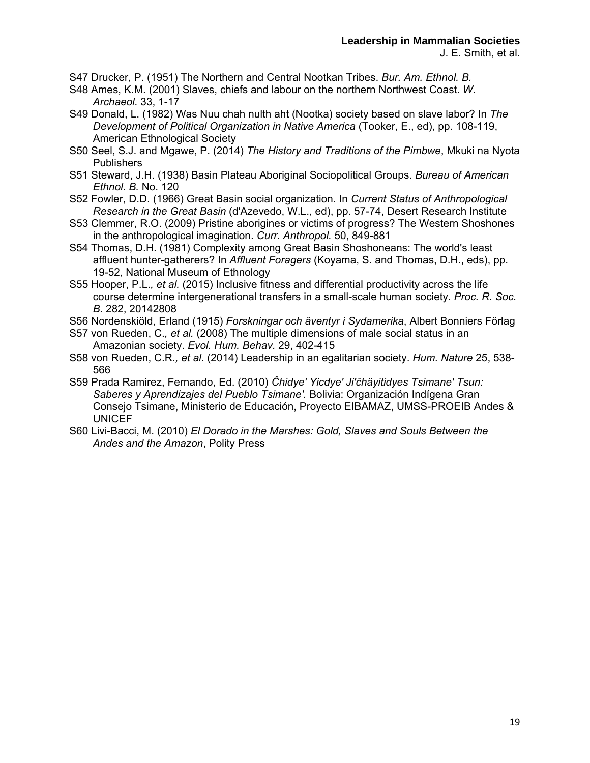S47 Drucker, P. (1951) The Northern and Central Nootkan Tribes. *Bur. Am. Ethnol. B.*

S48 Ames, K.M. (2001) Slaves, chiefs and labour on the northern Northwest Coast. *W. Archaeol.* 33, 1-17

S49 Donald, L. (1982) Was Nuu chah nulth aht (Nootka) society based on slave labor? In *The Development of Political Organization in Native America* (Tooker, E., ed), pp. 108-119, American Ethnological Society

S50 Seel, S.J. and Mgawe, P. (2014) *The History and Traditions of the Pimbwe*, Mkuki na Nyota Publishers

S51 Steward, J.H. (1938) Basin Plateau Aboriginal Sociopolitical Groups. *Bureau of American Ethnol. B.* No. 120

S52 Fowler, D.D. (1966) Great Basin social organization. In *Current Status of Anthropological Research in the Great Basin* (d'Azevedo, W.L., ed), pp. 57-74, Desert Research Institute

S53 Clemmer, R.O. (2009) Pristine aborigines or victims of progress? The Western Shoshones in the anthropological imagination. *Curr. Anthropol.* 50, 849-881

S54 Thomas, D.H. (1981) Complexity among Great Basin Shoshoneans: The world's least affluent hunter-gatherers? In *Affluent Foragers* (Koyama, S. and Thomas, D.H., eds), pp. 19-52, National Museum of Ethnology

S55 Hooper, P.L.*, et al.* (2015) Inclusive fitness and differential productivity across the life course determine intergenerational transfers in a small-scale human society. *Proc. R. Soc. B.* 282, 20142808

S56 Nordenskiöld, Erland (1915) *Forskningar och äventyr i Sydamerika*, Albert Bonniers Förlag

S57 von Rueden, C.*, et al.* (2008) The multiple dimensions of male social status in an Amazonian society. *Evol. Hum. Behav.* 29, 402-415

S58 von Rueden, C.R.*, et al.* (2014) Leadership in an egalitarian society. *Hum. Nature* 25, 538-566

S59 Prada Ramirez, Fernando, Ed. (2010) *Ĉhidye' Yicdye' Ji'ĉhäyitidyes Tsimane' Tsun: Saberes y Aprendizajes del Pueblo Tsimane'.* Bolivia: Organización Indígena Gran Consejo Tsimane, Ministerio de Educación, Proyecto EIBAMAZ, UMSS-PROEIB Andes & UNICEF

S60 Livi-Bacci, M. (2010) *El Dorado in the Marshes: Gold, Slaves and Souls Between the Andes and the Amazon*, Polity Press